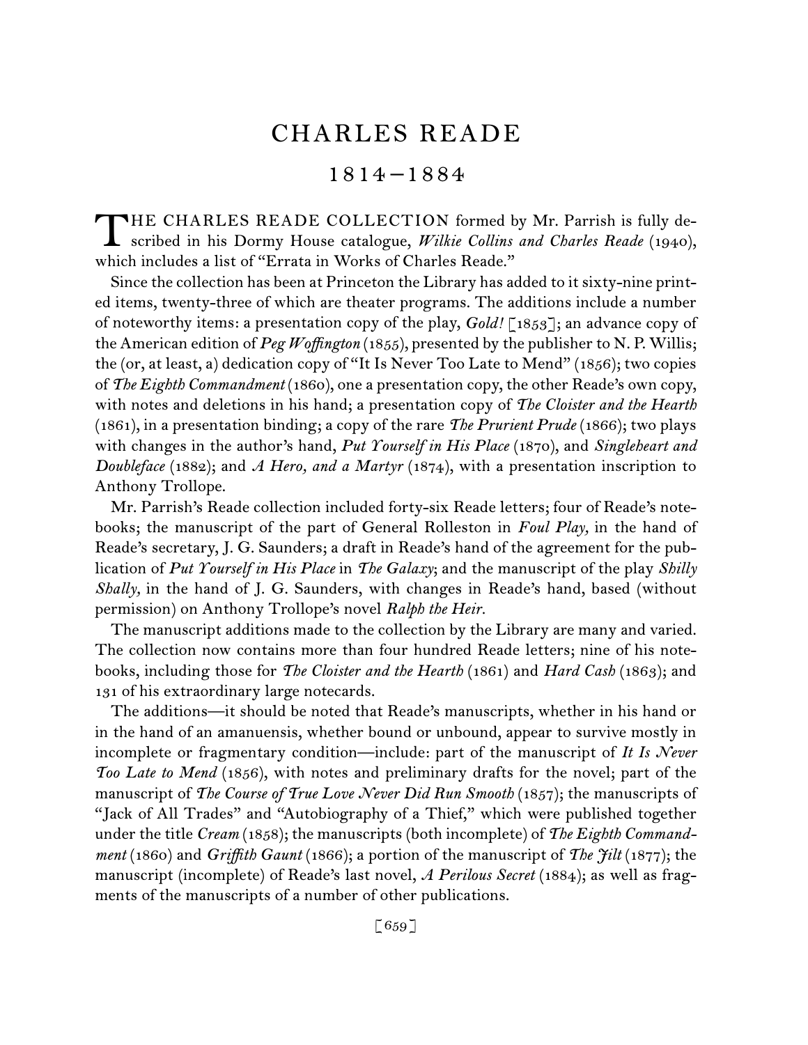# CHARLES READE

## 1814–1884

THE CHARLES READE COLLECTION formed by Mr. Parrish is fully described in his Dormy House catalogue, *Wilkie Collins and Charles Reade* (1940), which includes a list of "Errata in Works of Charles Reade."

Since the collection has been at Princeton the Library has added to it sixty-nine printed items, twenty-three of which are theater programs. The additions include a number of noteworthy items: a presentation copy of the play, *Gold!* [1853]; an advance copy of the American edition of *Peg Woffington* (1855), presented by the publisher to N. P. Willis; the (or, at least, a) dedication copy of "It Is Never Too Late to Mend" (1856); two copies of *The Eighth Commandment* (1860), one a presentation copy, the other Reade's own copy, with notes and deletions in his hand; a presentation copy of *The Cloister and the Hearth* (1861), in a presentation binding; a copy of the rare *The Prurient Prude* (1866); two plays with changes in the author's hand, *Put Yourself in His Place* (1870), and *Singleheart and Doubleface* (1882); and *A Hero, and a Martyr* (1874), with a presentation inscription to Anthony Trollope.

Mr. Parrish's Reade collection included forty-six Reade letters; four of Reade's notebooks; the manuscript of the part of General Rolleston in *Foul Play,* in the hand of Reade's secretary, J. G. Saunders; a draft in Reade's hand of the agreement for the publication of *Put Yourself in His Place* in *The Galaxy*; and the manuscript of the play *Shilly Shally,* in the hand of J. G. Saunders, with changes in Reade's hand, based (without permission) on Anthony Trollope's novel *Ralph the Heir.*

The manuscript additions made to the collection by the Library are many and varied. The collection now contains more than four hundred Reade letters; nine of his notebooks, including those for *The Cloister and the Hearth* (1861) and *Hard Cash* (1863); and 131 of his extraordinary large notecards.

The additions—it should be noted that Reade's manuscripts, whether in his hand or in the hand of an amanuensis, whether bound or unbound, appear to survive mostly in incomplete or fragmentary condition—include: part of the manuscript of *It Is Never Too Late to Mend* (1856), with notes and preliminary drafts for the novel; part of the manuscript of *The Course of True Love Never Did Run Smooth* (1857); the manuscripts of "Jack of All Trades" and "Autobiography of a Thief," which were published together under the title *Cream* (1858); the manuscripts (both incomplete) of *The Eighth Commandment* (1860) and *Griffith Gaunt* (1866); a portion of the manuscript of *The Jilt* (1877); the manuscript (incomplete) of Reade's last novel, *A Perilous Secret* (1884); as well as fragments of the manuscripts of a number of other publications.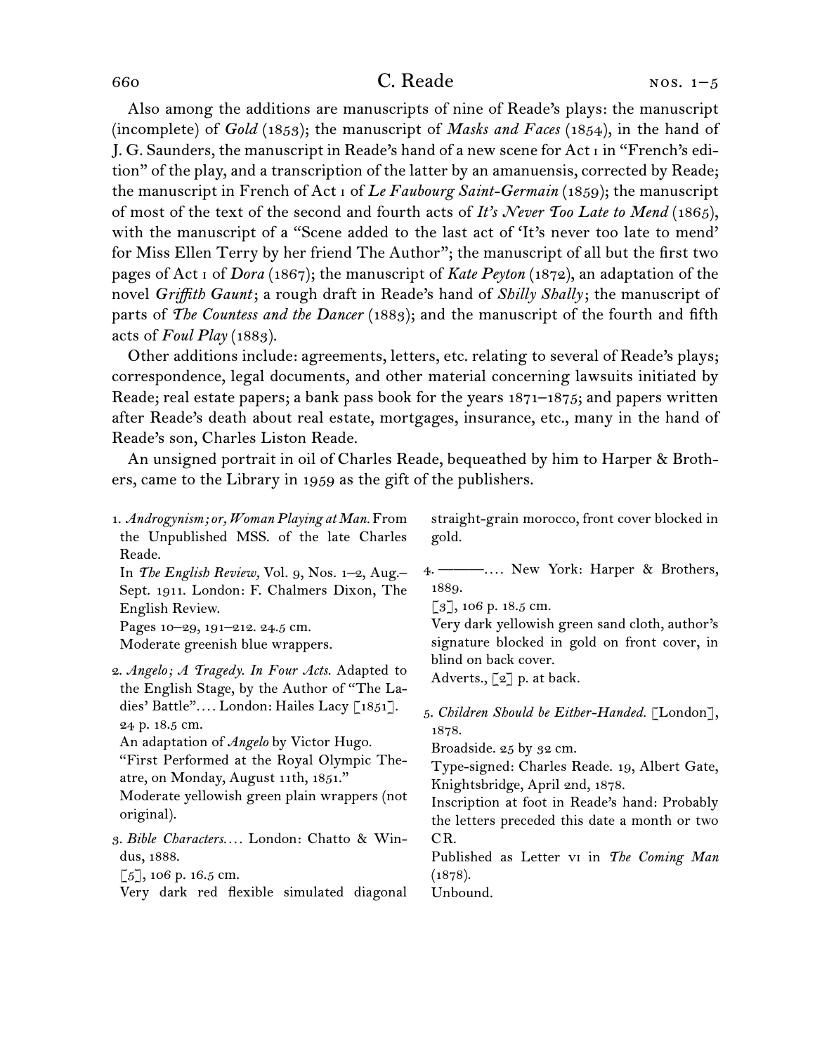Also among the additions are manuscripts of nine of Reade's plays: the manuscript (incomplete) of ***Gold*** (1853); the manuscript of ***Masks and Faces*** (1854), in the hand of J. G. Saunders, the manuscript in Reade's hand of a new scene for Act i in "French's edition" of the play, and a transcription of the latter by an amanuensis, corrected by Reade; the manuscript in French of Act i of ***Le Faubourg Saint-Germain*** (1859); the manuscript of most of the text of the second and fourth acts of ***It's Never Too Late to Mend*** (1865), with the manuscript of a "Scene added to the last act of 'It's never too late to mend' for Miss Ellen Terry by her friend The Author"; the manuscript of all but the first two pages of Act i of ***Dora*** (1867); the manuscript of ***Kate Peyton*** (1872), an adaptation of the novel ***Griffith Gaunt***; a rough draft in Reade's hand of ***Shilly Shally***; the manuscript of parts of ***The Countess and the Dancer*** (1883); and the manuscript of the fourth and fifth acts of ***Foul Play*** (1883).

Other additions include: agreements, letters, etc. relating to several of Reade's plays; correspondence, legal documents, and other material concerning lawsuits initiated by Reade; real estate papers; a bank pass book for the years 1871–1875; and papers written after Reade's death about real estate, mortgages, insurance, etc., many in the hand of Reade's son, Charles Liston Reade.

An unsigned portrait in oil of Charles Reade, bequeathed by him to Harper & Brothers, came to the Library in 1959 as the gift of the publishers.

1. *Androgynism; or, Woman Playing at Man.* From the Unpublished MSS. of the late Charles Reade.
In *The English Review,* Vol. 9, Nos. 1–2, Aug.–Sept. 1911. London: F. Chalmers Dixon, The English Review.
Pages 10–29, 191–212. 24.5 cm.
Moderate greenish blue wrappers.

2. *Angelo; A Tragedy. In Four Acts.* Adapted to the English Stage, by the Author of "The Ladies' Battle"…. London: Hailes Lacy [1851].
24 p. 18.5 cm.
An adaptation of *Angelo* by Victor Hugo.
"First Performed at the Royal Olympic Theatre, on Monday, August 11th, 1851."
Moderate yellowish green plain wrappers (not original).

3. *Bible Characters….* London: Chatto & Windus, 1888.
[5], 106 p. 16.5 cm.
Very dark red flexible simulated diagonal straight-grain morocco, front cover blocked in gold.

4. ———…. New York: Harper & Brothers, 1889.
[3], 106 p. 18.5 cm.
Very dark yellowish green sand cloth, author's signature blocked in gold on front cover, in blind on back cover.
Adverts., [2] p. at back.

5. *Children Should be Either-Handed.* [London], 1878.
Broadside. 25 by 32 cm.
Type-signed: Charles Reade. 19, Albert Gate, Knightsbridge, April 2nd, 1878.
Inscription at foot in Reade's hand: Probably the letters preceded this date a month or two CR.
Published as Letter vi in *The Coming Man* (1878).
Unbound.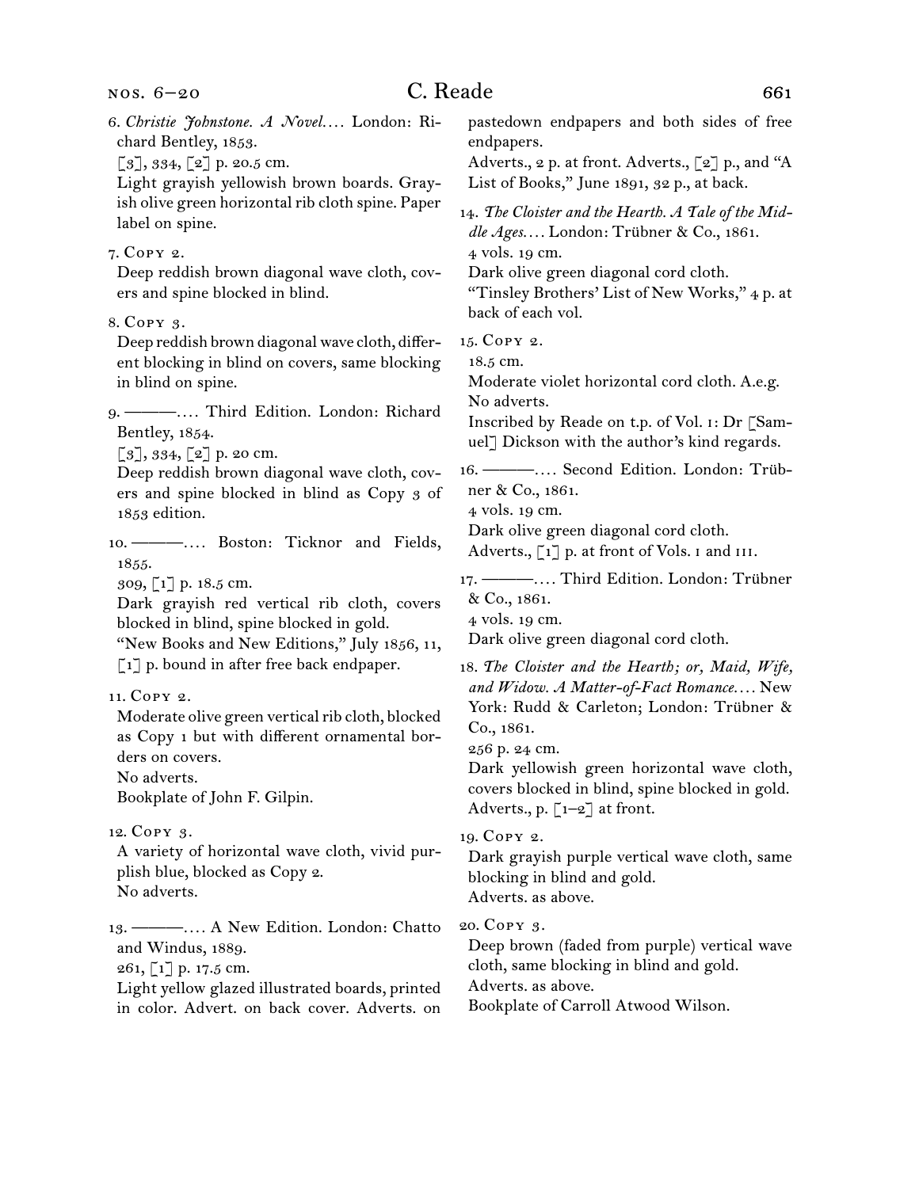6. *Christie Johnstone. A Novel.* . . . London: Richard Bentley, 1853.
[3], 334, [2] p. 20.5 cm.
Light grayish yellowish brown boards. Grayish olive green horizontal rib cloth spine. Paper label on spine.

7. Copy 2.
Deep reddish brown diagonal wave cloth, covers and spine blocked in blind.

8. Copy 3.
Deep reddish brown diagonal wave cloth, different blocking in blind on covers, same blocking in blind on spine.

9. ———. . . . Third Edition. London: Richard Bentley, 1854.
[3], 334, [2] p. 20 cm.
Deep reddish brown diagonal wave cloth, covers and spine blocked in blind as Copy 3 of 1853 edition.

10. ———. . . . Boston: Ticknor and Fields, 1855.
309, [1] p. 18.5 cm.
Dark grayish red vertical rib cloth, covers blocked in blind, spine blocked in gold.
"New Books and New Editions," July 1856, 11, [1] p. bound in after free back endpaper.

11. Copy 2.
Moderate olive green vertical rib cloth, blocked as Copy 1 but with different ornamental borders on covers.
No adverts.
Bookplate of John F. Gilpin.

12. Copy 3.
A variety of horizontal wave cloth, vivid purplish blue, blocked as Copy 2.
No adverts.

13. ———. . . . A New Edition. London: Chatto and Windus, 1889.
261, [1] p. 17.5 cm.
Light yellow glazed illustrated boards, printed in color. Advert. on back cover. Adverts. on pastedown endpapers and both sides of free endpapers.
Adverts., 2 p. at front. Adverts., [2] p., and "A List of Books," June 1891, 32 p., at back.

14. *The Cloister and the Hearth. A Tale of the Middle Ages.* . . . London: Trübner & Co., 1861.
4 vols. 19 cm.
Dark olive green diagonal cord cloth.
"Tinsley Brothers' List of New Works," 4 p. at back of each vol.

15. Copy 2.
18.5 cm.
Moderate violet horizontal cord cloth. A.e.g.
No adverts.
Inscribed by Reade on t.p. of Vol. i: Dr [Samuel] Dickson with the author's kind regards.

16. ———. . . . Second Edition. London: Trübner & Co., 1861.
4 vols. 19 cm.
Dark olive green diagonal cord cloth.
Adverts., [1] p. at front of Vols. i and iii.

17. ———. . . . Third Edition. London: Trübner & Co., 1861.
4 vols. 19 cm.
Dark olive green diagonal cord cloth.

18. *The Cloister and the Hearth; or, Maid, Wife, and Widow. A Matter-of-Fact Romance.* . . . New York: Rudd & Carleton; London: Trübner & Co., 1861.
256 p. 24 cm.
Dark yellowish green horizontal wave cloth, covers blocked in blind, spine blocked in gold.
Adverts., p. [1–2] at front.

19. Copy 2.
Dark grayish purple vertical wave cloth, same blocking in blind and gold.
Adverts. as above.

20. Copy 3.
Deep brown (faded from purple) vertical wave cloth, same blocking in blind and gold.
Adverts. as above.
Bookplate of Carroll Atwood Wilson.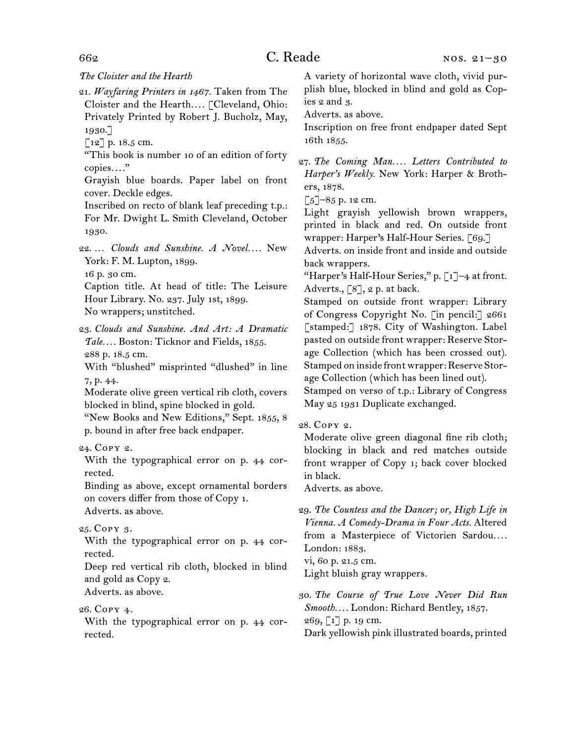*The Cloister and the Hearth*

21. *Wayfaring Printers in 1467.* Taken from The Cloister and the Hearth.... [Cleveland, Ohio: Privately Printed by Robert J. Bucholz, May, 1930.]
[12] p. 18.5 cm.
"This book is number 10 of an edition of forty copies...."
Grayish blue boards. Paper label on front cover. Deckle edges.
Inscribed on recto of blank leaf preceding t.p.: For Mr. Dwight L. Smith Cleveland, October 1930.

22. ... *Clouds and Sunshine. A Novel....* New York: F. M. Lupton, 1899.
16 p. 30 cm.
Caption title. At head of title: The Leisure Hour Library. No. 237. July 1st, 1899.
No wrappers; unstitched.

23. *Clouds and Sunshine. And Art: A Dramatic Tale....* Boston: Ticknor and Fields, 1855.
288 p. 18.5 cm.
With "blushed" misprinted "dlushed" in line 7, p. 44.
Moderate olive green vertical rib cloth, covers blocked in blind, spine blocked in gold.
"New Books and New Editions," Sept. 1855, 8 p. bound in after free back endpaper.

24. Copy 2.
With the typographical error on p. 44 corrected.
Binding as above, except ornamental borders on covers differ from those of Copy 1.
Adverts. as above.

25. Copy 3.
With the typographical error on p. 44 corrected.
Deep red vertical rib cloth, blocked in blind and gold as Copy 2.
Adverts. as above.

26. Copy 4.
With the typographical error on p. 44 corrected.
A variety of horizontal wave cloth, vivid purplish blue, blocked in blind and gold as Copies 2 and 3.
Adverts. as above.
Inscription on free front endpaper dated Sept 16th 1855.

27. *The Coming Man.... Letters Contributed to Harper's Weekly.* New York: Harper & Brothers, 1878.
[5]–85 p. 12 cm.
Light grayish yellowish brown wrappers, printed in black and red. On outside front wrapper: Harper's Half-Hour Series. [69.]
Adverts. on inside front and inside and outside back wrappers.
"Harper's Half-Hour Series," p. [1]–4 at front. Adverts., [8], 2 p. at back.
Stamped on outside front wrapper: Library of Congress Copyright No. [in pencil:] 2661 [stamped:] 1878. City of Washington. Label pasted on outside front wrapper: Reserve Storage Collection (which has been crossed out). Stamped on inside front wrapper: Reserve Storage Collection (which has been lined out).
Stamped on verso of t.p.: Library of Congress May 25 1931 Duplicate exchanged.

28. Copy 2.
Moderate olive green diagonal fine rib cloth; blocking in black and red matches outside front wrapper of Copy 1; back cover blocked in black.
Adverts. as above.

29. *The Countess and the Dancer; or, High Life in Vienna. A Comedy-Drama in Four Acts.* Altered from a Masterpiece of Victorien Sardou.... London: 1883.
vi, 60 p. 21.5 cm.
Light bluish gray wrappers.

30. *The Course of True Love Never Did Run Smooth....* London: Richard Bentley, 1857.
269, [1] p. 19 cm.
Dark yellowish pink illustrated boards, printed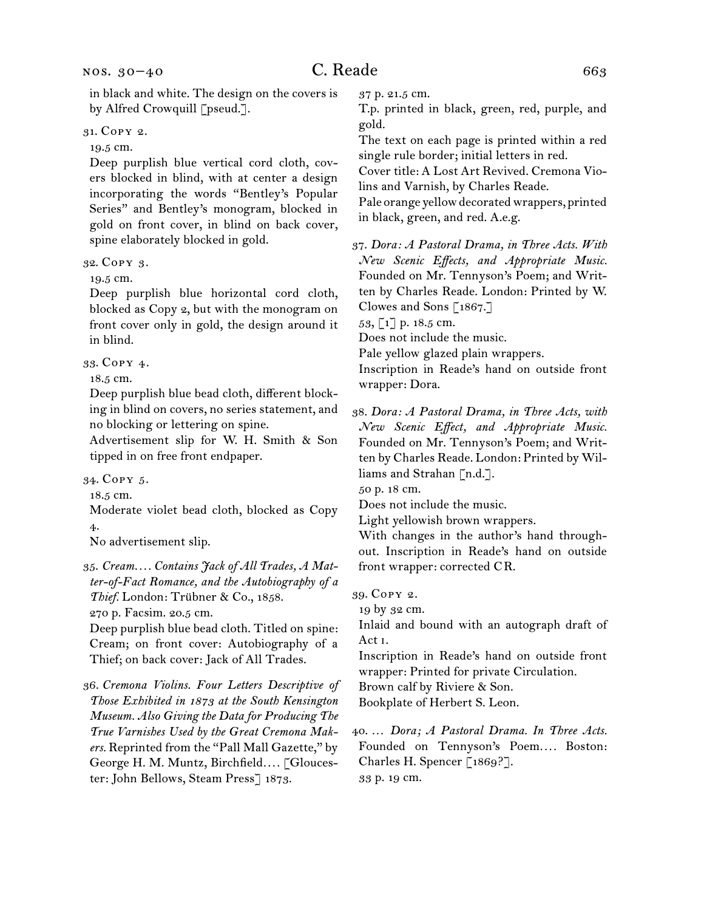in black and white. The design on the covers is by Alfred Crowquill [pseud.].

31. Copy 2.
19.5 cm.
Deep purplish blue vertical cord cloth, covers blocked in blind, with at center a design incorporating the words "Bentley's Popular Series" and Bentley's monogram, blocked in gold on front cover, in blind on back cover, spine elaborately blocked in gold.

32. Copy 3.
19.5 cm.
Deep purplish blue horizontal cord cloth, blocked as Copy 2, but with the monogram on front cover only in gold, the design around it in blind.

33. Copy 4.
18.5 cm.
Deep purplish blue bead cloth, different blocking in blind on covers, no series statement, and no blocking or lettering on spine.
Advertisement slip for W. H. Smith & Son tipped in on free front endpaper.

34. Copy 5.
18.5 cm.
Moderate violet bead cloth, blocked as Copy 4.
No advertisement slip.

35. *Cream.... Contains Jack of All Trades, A Matter-of-Fact Romance, and the Autobiography of a Thief.* London: Trübner & Co., 1858.
270 p. Facsim. 20.5 cm.
Deep purplish blue bead cloth. Titled on spine: Cream; on front cover: Autobiography of a Thief; on back cover: Jack of All Trades.

36. *Cremona Violins. Four Letters Descriptive of Those Exhibited in 1873 at the South Kensington Museum. Also Giving the Data for Producing The True Varnishes Used by the Great Cremona Makers.* Reprinted from the "Pall Mall Gazette," by George H. M. Muntz, Birchfield.... [Gloucester: John Bellows, Steam Press] 1873.
37 p. 21.5 cm.
T.p. printed in black, green, red, purple, and gold.
The text on each page is printed within a red single rule border; initial letters in red.
Cover title: A Lost Art Revived. Cremona Violins and Varnish, by Charles Reade.
Pale orange yellow decorated wrappers, printed in black, green, and red. A.e.g.

37. *Dora: A Pastoral Drama, in Three Acts. With New Scenic Effects, and Appropriate Music.* Founded on Mr. Tennyson's Poem; and Written by Charles Reade. London: Printed by W. Clowes and Sons [1867.]
53, [1] p. 18.5 cm.
Does not include the music.
Pale yellow glazed plain wrappers.
Inscription in Reade's hand on outside front wrapper: Dora.

38. *Dora: A Pastoral Drama, in Three Acts, with New Scenic Effect, and Appropriate Music.* Founded on Mr. Tennyson's Poem; and Written by Charles Reade. London: Printed by Williams and Strahan [n.d.].
50 p. 18 cm.
Does not include the music.
Light yellowish brown wrappers.
With changes in the author's hand throughout. Inscription in Reade's hand on outside front wrapper: corrected CR.

39. Copy 2.
19 by 32 cm.
Inlaid and bound with an autograph draft of Act I.
Inscription in Reade's hand on outside front wrapper: Printed for private Circulation.
Brown calf by Riviere & Son.
Bookplate of Herbert S. Leon.

40. ... *Dora; A Pastoral Drama. In Three Acts.* Founded on Tennyson's Poem.... Boston: Charles H. Spencer [1869?].
33 p. 19 cm.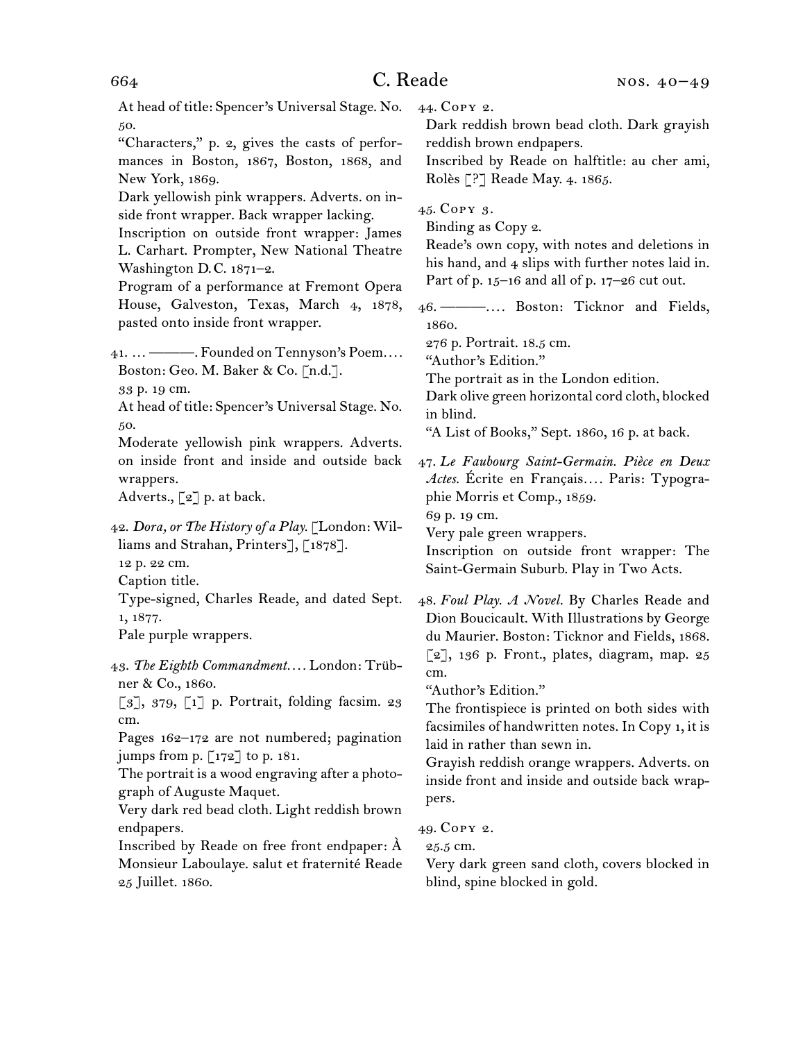At head of title: Spencer's Universal Stage. No. 50.

"Characters," p. 2, gives the casts of performances in Boston, 1867, Boston, 1868, and New York, 1869.

Dark yellowish pink wrappers. Adverts. on inside front wrapper. Back wrapper lacking.

Inscription on outside front wrapper: James L. Carhart. Prompter, New National Theatre Washington D.C. 1871–2.

Program of a performance at Fremont Opera House, Galveston, Texas, March 4, 1878, pasted onto inside front wrapper.

41. … ———. Founded on Tennyson's Poem.… Boston: Geo. M. Baker & Co. [n.d.].

33 p. 19 cm.

At head of title: Spencer's Universal Stage. No. 50.

Moderate yellowish pink wrappers. Adverts. on inside front and inside and outside back wrappers.

Adverts., [2] p. at back.

42. *Dora, or The History of a Play.* [London: Williams and Strahan, Printers], [1878].

12 p. 22 cm.

Caption title.

Type-signed, Charles Reade, and dated Sept. 1, 1877.

Pale purple wrappers.

43. *The Eighth Commandment.…* London: Trübner & Co., 1860.

[3], 379, [1] p. Portrait, folding facsim. 23 cm.

Pages 162–172 are not numbered; pagination jumps from p. [172] to p. 181.

The portrait is a wood engraving after a photograph of Auguste Maquet.

Very dark red bead cloth. Light reddish brown endpapers.

Inscribed by Reade on free front endpaper: À Monsieur Laboulaye. salut et fraternité Reade 25 Juillet. 1860.

44. Copy 2.

Dark reddish brown bead cloth. Dark grayish reddish brown endpapers.

Inscribed by Reade on halftitle: au cher ami, Rolès [?] Reade May. 4. 1865.

45. Copy 3.

Binding as Copy 2.

Reade's own copy, with notes and deletions in his hand, and 4 slips with further notes laid in. Part of p. 15–16 and all of p. 17–26 cut out.

46. ———.… Boston: Ticknor and Fields, 1860.

276 p. Portrait. 18.5 cm.

"Author's Edition."

The portrait as in the London edition.

Dark olive green horizontal cord cloth, blocked in blind.

"A List of Books," Sept. 1860, 16 p. at back.

47. *Le Faubourg Saint-Germain. Pièce en Deux Actes.* Écrite en Français.… Paris: Typographie Morris et Comp., 1859.

69 p. 19 cm.

Very pale green wrappers.

Inscription on outside front wrapper: The Saint-Germain Suburb. Play in Two Acts.

48. *Foul Play. A Novel.* By Charles Reade and Dion Boucicault. With Illustrations by George du Maurier. Boston: Ticknor and Fields, 1868.

[2], 136 p. Front., plates, diagram, map. 25 cm.

"Author's Edition."

The frontispiece is printed on both sides with facsimiles of handwritten notes. In Copy 1, it is laid in rather than sewn in.

Grayish reddish orange wrappers. Adverts. on inside front and inside and outside back wrappers.

49. Copy 2.

25.5 cm.

Very dark green sand cloth, covers blocked in blind, spine blocked in gold.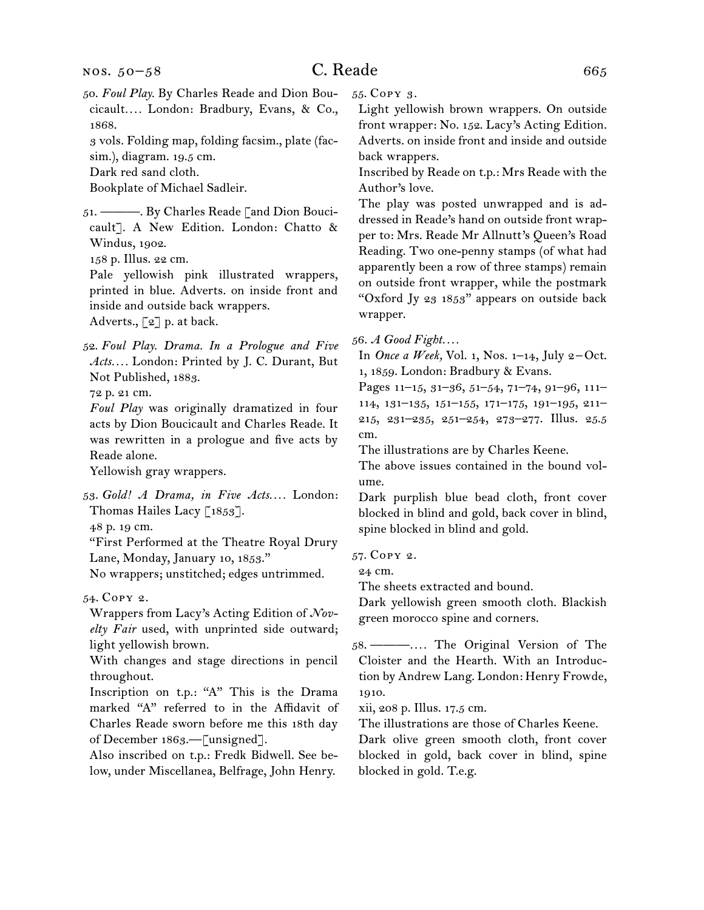50. *Foul Play.* By Charles Reade and Dion Boucicault.... London: Bradbury, Evans, & Co., 1868.

3 vols. Folding map, folding facsim., plate (facsim.), diagram. 19.5 cm.

Dark red sand cloth.

Bookplate of Michael Sadleir.

51. ———. By Charles Reade [and Dion Boucicault]. A New Edition. London: Chatto & Windus, 1902.

158 p. Illus. 22 cm.

Pale yellowish pink illustrated wrappers, printed in blue. Adverts. on inside front and inside and outside back wrappers.

Adverts., [2] p. at back.

52. *Foul Play. Drama. In a Prologue and Five Acts....* London: Printed by J. C. Durant, But Not Published, 1883.

72 p. 21 cm.

*Foul Play* was originally dramatized in four acts by Dion Boucicault and Charles Reade. It was rewritten in a prologue and five acts by Reade alone.

Yellowish gray wrappers.

53. *Gold! A Drama, in Five Acts....* London: Thomas Hailes Lacy [1853].

48 p. 19 cm.

"First Performed at the Theatre Royal Drury Lane, Monday, January 10, 1853."

No wrappers; unstitched; edges untrimmed.

54. Copy 2.

Wrappers from Lacy's Acting Edition of *Novelty Fair* used, with unprinted side outward; light yellowish brown.

With changes and stage directions in pencil throughout.

Inscription on t.p.: "A" This is the Drama marked "A" referred to in the Affidavit of Charles Reade sworn before me this 18th day of December 1863.—[unsigned].

Also inscribed on t.p.: Fredk Bidwell. See below, under Miscellanea, Belfrage, John Henry.

55. Copy 3.

Light yellowish brown wrappers. On outside front wrapper: No. 152. Lacy's Acting Edition. Adverts. on inside front and inside and outside back wrappers.

Inscribed by Reade on t.p.: Mrs Reade with the Author's love.

The play was posted unwrapped and is addressed in Reade's hand on outside front wrapper to: Mrs. Reade Mr Allnutt's Queen's Road Reading. Two one-penny stamps (of what had apparently been a row of three stamps) remain on outside front wrapper, while the postmark "Oxford Jy 23 1853" appears on outside back wrapper.

56. *A Good Fight....*

In *Once a Week,* Vol. 1, Nos. 1–14, July 2–Oct. 1, 1859. London: Bradbury & Evans.

Pages 11–15, 31–36, 51–54, 71–74, 91–96, 111–114, 131–135, 151–155, 171–175, 191–195, 211–215, 231–235, 251–254, 273–277. Illus. 25.5 cm.

The illustrations are by Charles Keene.

The above issues contained in the bound volume.

Dark purplish blue bead cloth, front cover blocked in blind and gold, back cover in blind, spine blocked in blind and gold.

57. Copy 2.

24 cm.

The sheets extracted and bound.

Dark yellowish green smooth cloth. Blackish green morocco spine and corners.

58. ———.... The Original Version of The Cloister and the Hearth. With an Introduction by Andrew Lang. London: Henry Frowde, 1910.

xii, 208 p. Illus. 17.5 cm.

The illustrations are those of Charles Keene.

Dark olive green smooth cloth, front cover blocked in gold, back cover in blind, spine blocked in gold. T.e.g.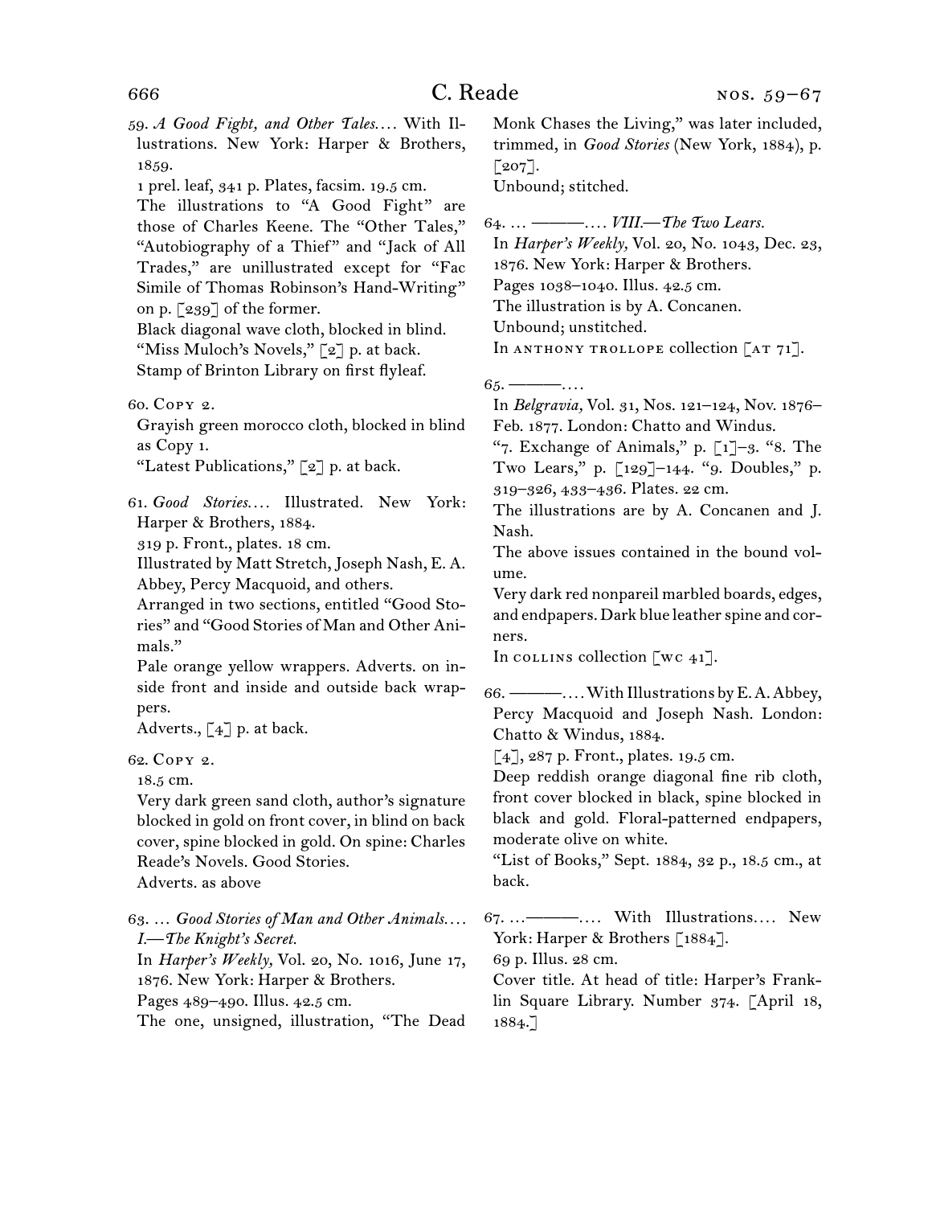59. *A Good Fight, and Other Tales.…* With Illustrations. New York: Harper & Brothers, 1859.
1 prel. leaf, 341 p. Plates, facsim. 19.5 cm.
The illustrations to "A Good Fight" are those of Charles Keene. The "Other Tales," "Autobiography of a Thief" and "Jack of All Trades," are unillustrated except for "Fac Simile of Thomas Robinson's Hand-Writing" on p. [239] of the former.
Black diagonal wave cloth, blocked in blind.
"Miss Muloch's Novels," [2] p. at back.
Stamp of Brinton Library on first flyleaf.

60. Copy 2.
Grayish green morocco cloth, blocked in blind as Copy 1.
"Latest Publications," [2] p. at back.

61. *Good Stories.…* Illustrated. New York: Harper & Brothers, 1884.
319 p. Front., plates. 18 cm.
Illustrated by Matt Stretch, Joseph Nash, E. A. Abbey, Percy Macquoid, and others.
Arranged in two sections, entitled "Good Stories" and "Good Stories of Man and Other Animals."
Pale orange yellow wrappers. Adverts. on inside front and inside and outside back wrappers.
Adverts., [4] p. at back.

62. Copy 2.
18.5 cm.
Very dark green sand cloth, author's signature blocked in gold on front cover, in blind on back cover, spine blocked in gold. On spine: Charles Reade's Novels. Good Stories.
Adverts. as above

63. … *Good Stories of Man and Other Animals.… I.—The Knight's Secret.*
In *Harper's Weekly,* Vol. 20, No. 1016, June 17, 1876. New York: Harper & Brothers.
Pages 489–490. Illus. 42.5 cm.
The one, unsigned, illustration, "The Dead Monk Chases the Living," was later included, trimmed, in *Good Stories* (New York, 1884), p. [207].
Unbound; stitched.

64. … ———.… *VIII.—The Two Lears.*
In *Harper's Weekly,* Vol. 20, No. 1043, Dec. 23, 1876. New York: Harper & Brothers.
Pages 1038–1040. Illus. 42.5 cm.
The illustration is by A. Concanen.
Unbound; unstitched.
In anthony trollope collection [at 71].

65. ———.…
In *Belgravia,* Vol. 31, Nos. 121–124, Nov. 1876–Feb. 1877. London: Chatto and Windus.
"7. Exchange of Animals," p. [1]–3. "8. The Two Lears," p. [129]–144. "9. Doubles," p. 319–326, 433–436. Plates. 22 cm.
The illustrations are by A. Concanen and J. Nash.
The above issues contained in the bound volume.
Very dark red nonpareil marbled boards, edges, and endpapers. Dark blue leather spine and corners.
In collins collection [wc 41].

66. ———.… With Illustrations by E. A. Abbey, Percy Macquoid and Joseph Nash. London: Chatto & Windus, 1884.
[4], 287 p. Front., plates. 19.5 cm.
Deep reddish orange diagonal fine rib cloth, front cover blocked in black, spine blocked in black and gold. Floral-patterned endpapers, moderate olive on white.
"List of Books," Sept. 1884, 32 p., 18.5 cm., at back.

67. …———.… With Illustrations.… New York: Harper & Brothers [1884].
69 p. Illus. 28 cm.
Cover title. At head of title: Harper's Franklin Square Library. Number 374. [April 18, 1884.]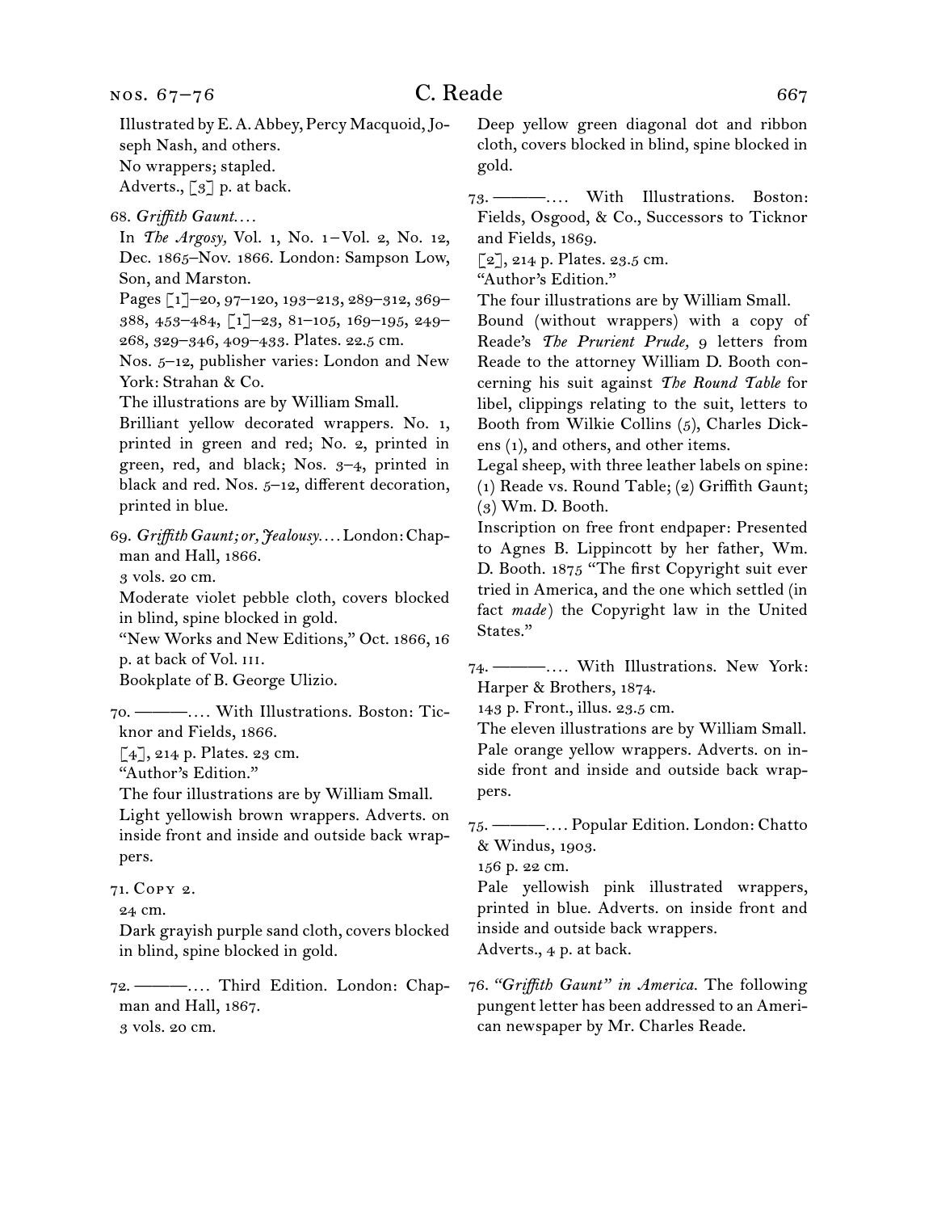Illustrated by E. A. Abbey, Percy Macquoid, Joseph Nash, and others.
No wrappers; stapled.
Adverts., [3] p. at back.

68. *Griffith Gaunt.* . . .
In *The Argosy,* Vol. 1, No. 1 – Vol. 2, No. 12, Dec. 1865–Nov. 1866. London: Sampson Low, Son, and Marston.
Pages [1]–20, 97–120, 193–213, 289–312, 369–388, 453–484, [1]–23, 81–105, 169–195, 249–268, 329–346, 409–433. Plates. 22.5 cm.
Nos. 5–12, publisher varies: London and New York: Strahan & Co.
The illustrations are by William Small.
Brilliant yellow decorated wrappers. No. 1, printed in green and red; No. 2, printed in green, red, and black; Nos. 3–4, printed in black and red. Nos. 5–12, different decoration, printed in blue.

69. *Griffith Gaunt; or, Jealousy.* . . . London: Chapman and Hall, 1866.
3 vols. 20 cm.
Moderate violet pebble cloth, covers blocked in blind, spine blocked in gold.
"New Works and New Editions," Oct. 1866, 16 p. at back of Vol. III.
Bookplate of B. George Ulizio.

70. ———. . . . With Illustrations. Boston: Ticknor and Fields, 1866.
[4], 214 p. Plates. 23 cm.
"Author's Edition."
The four illustrations are by William Small.
Light yellowish brown wrappers. Adverts. on inside front and inside and outside back wrappers.

71. Copy 2.
24 cm.
Dark grayish purple sand cloth, covers blocked in blind, spine blocked in gold.

72. ———. . . . Third Edition. London: Chapman and Hall, 1867.
3 vols. 20 cm.
Deep yellow green diagonal dot and ribbon cloth, covers blocked in blind, spine blocked in gold.

73. ———. . . . With Illustrations. Boston: Fields, Osgood, & Co., Successors to Ticknor and Fields, 1869.
[2], 214 p. Plates. 23.5 cm.
"Author's Edition."
The four illustrations are by William Small.
Bound (without wrappers) with a copy of Reade's *The Prurient Prude,* 9 letters from Reade to the attorney William D. Booth concerning his suit against *The Round Table* for libel, clippings relating to the suit, letters to Booth from Wilkie Collins (5), Charles Dickens (1), and others, and other items.
Legal sheep, with three leather labels on spine: (1) Reade vs. Round Table; (2) Griffith Gaunt; (3) Wm. D. Booth.
Inscription on free front endpaper: Presented to Agnes B. Lippincott by her father, Wm. D. Booth. 1875 "The first Copyright suit ever tried in America, and the one which settled (in fact *made*) the Copyright law in the United States."

74. ———. . . . With Illustrations. New York: Harper & Brothers, 1874.
143 p. Front., illus. 23.5 cm.
The eleven illustrations are by William Small.
Pale orange yellow wrappers. Adverts. on inside front and inside and outside back wrappers.

75. ———. . . . Popular Edition. London: Chatto & Windus, 1903.
156 p. 22 cm.
Pale yellowish pink illustrated wrappers, printed in blue. Adverts. on inside front and inside and outside back wrappers.
Adverts., 4 p. at back.

76. *"Griffith Gaunt" in America.* The following pungent letter has been addressed to an American newspaper by Mr. Charles Reade.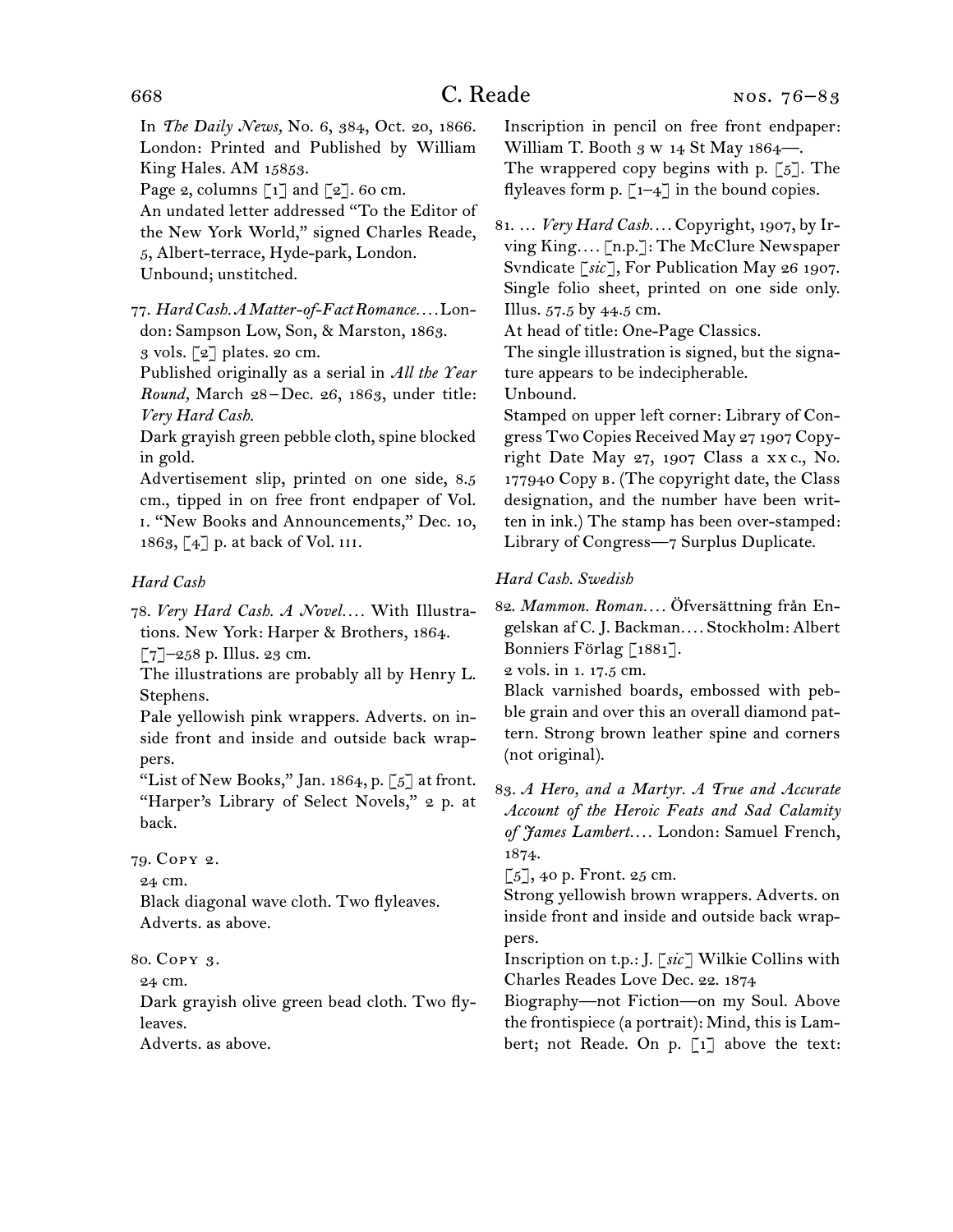In *The Daily News,* No. 6, 384, Oct. 20, 1866. London: Printed and Published by William King Hales. AM 15853.

Page 2, columns [1] and [2]. 60 cm.

An undated letter addressed "To the Editor of the New York World," signed Charles Reade, 5, Albert-terrace, Hyde-park, London.

Unbound; unstitched.

77. *Hard Cash. A Matter-of-Fact Romance. . . .* London: Sampson Low, Son, & Marston, 1863.

3 vols. [2] plates. 20 cm.

Published originally as a serial in *All the Year Round,* March 28–Dec. 26, 1863, under title: *Very Hard Cash.*

Dark grayish green pebble cloth, spine blocked in gold.

Advertisement slip, printed on one side, 8.5 cm., tipped in on free front endpaper of Vol. I. "New Books and Announcements," Dec. 10, 1863, [4] p. at back of Vol. III.

*Hard Cash*

78. *Very Hard Cash. A Novel. . . .* With Illustrations. New York: Harper & Brothers, 1864.

[7]–258 p. Illus. 23 cm.

The illustrations are probably all by Henry L. Stephens.

Pale yellowish pink wrappers. Adverts. on inside front and inside and outside back wrappers.

"List of New Books," Jan. 1864, p. [5] at front. "Harper's Library of Select Novels," 2 p. at back.

79. Copy 2.

24 cm.

Black diagonal wave cloth. Two flyleaves.

Adverts. as above.

80. Copy 3.

24 cm.

Dark grayish olive green bead cloth. Two flyleaves.

Adverts. as above.

Inscription in pencil on free front endpaper: William T. Booth 3 w 14 St May 1864—.

The wrappered copy begins with p. [5]. The flyleaves form p. [1–4] in the bound copies.

81. . . . *Very Hard Cash. . . .* Copyright, 1907, by Irving King. . . . [n.p.]: The McClure Newspaper Svndicate [*sic*], For Publication May 26 1907.

Single folio sheet, printed on one side only. Illus. 57.5 by 44.5 cm.

At head of title: One-Page Classics.

The single illustration is signed, but the signature appears to be indecipherable.

Unbound.

Stamped on upper left corner: Library of Congress Two Copies Received May 27 1907 Copyright Date May 27, 1907 Class a xx c., No. 177940 Copy B. (The copyright date, the Class designation, and the number have been written in ink.) The stamp has been over-stamped: Library of Congress—7 Surplus Duplicate.

*Hard Cash. Swedish*

82. *Mammon. Roman. . . .* Öfversättning från Engelskan af C. J. Backman. . . . Stockholm: Albert Bonniers Förlag [1881].

2 vols. in 1. 17.5 cm.

Black varnished boards, embossed with pebble grain and over this an overall diamond pattern. Strong brown leather spine and corners (not original).

83. *A Hero, and a Martyr. A True and Accurate Account of the Heroic Feats and Sad Calamity of James Lambert. . . .* London: Samuel French, 1874.

[5], 40 p. Front. 25 cm.

Strong yellowish brown wrappers. Adverts. on inside front and inside and outside back wrappers.

Inscription on t.p.: J. [*sic*] Wilkie Collins with Charles Reades Love Dec. 22. 1874

Biography—not Fiction—on my Soul. Above the frontispiece (a portrait): Mind, this is Lambert; not Reade. On p. [1] above the text: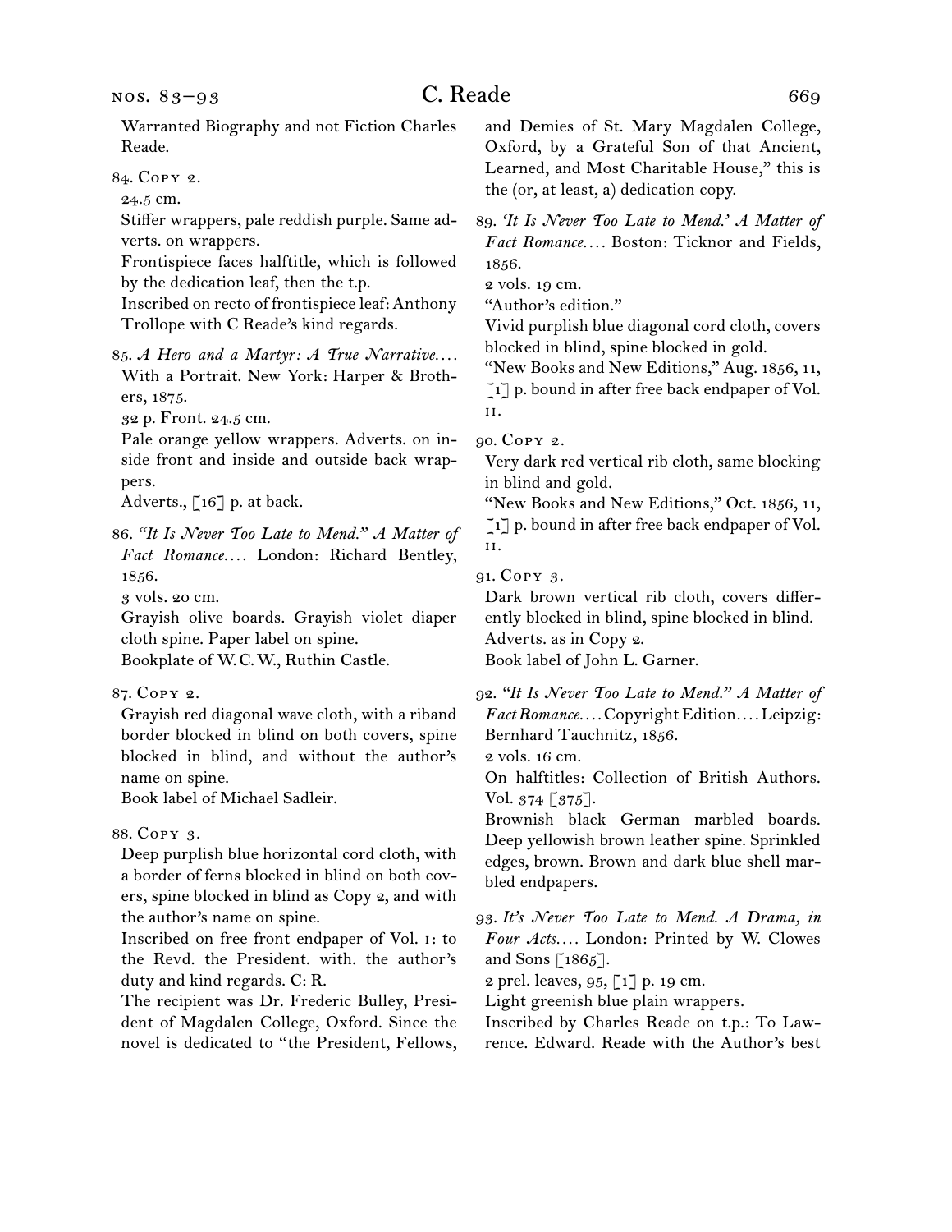Warranted Biography and not Fiction Charles Reade.

84. Copy 2.

24.5 cm.

Stiffer wrappers, pale reddish purple. Same adverts. on wrappers.

Frontispiece faces halftitle, which is followed by the dedication leaf, then the t.p.

Inscribed on recto of frontispiece leaf: Anthony Trollope with C Reade's kind regards.

85. *A Hero and a Martyr: A True Narrative. . . .* With a Portrait. New York: Harper & Brothers, 1875.

32 p. Front. 24.5 cm.

Pale orange yellow wrappers. Adverts. on inside front and inside and outside back wrappers.

Adverts., [16] p. at back.

86. *"It Is Never Too Late to Mend." A Matter of Fact Romance. . . .* London: Richard Bentley, 1856.

3 vols. 20 cm.

Grayish olive boards. Grayish violet diaper cloth spine. Paper label on spine.

Bookplate of W. C. W., Ruthin Castle.

87. Copy 2.

Grayish red diagonal wave cloth, with a riband border blocked in blind on both covers, spine blocked in blind, and without the author's name on spine.

Book label of Michael Sadleir.

88. Copy 3.

Deep purplish blue horizontal cord cloth, with a border of ferns blocked in blind on both covers, spine blocked in blind as Copy 2, and with the author's name on spine.

Inscribed on free front endpaper of Vol. I: to the Revd. the President. with. the author's duty and kind regards. C: R.

The recipient was Dr. Frederic Bulley, President of Magdalen College, Oxford. Since the novel is dedicated to "the President, Fellows, and Demies of St. Mary Magdalen College, Oxford, by a Grateful Son of that Ancient, Learned, and Most Charitable House," this is the (or, at least, a) dedication copy.

89. *'It Is Never Too Late to Mend.' A Matter of Fact Romance. . . .* Boston: Ticknor and Fields, 1856.

2 vols. 19 cm.

"Author's edition."

Vivid purplish blue diagonal cord cloth, covers blocked in blind, spine blocked in gold.

"New Books and New Editions," Aug. 1856, 11, [1] p. bound in after free back endpaper of Vol. II.

90. Copy 2.

Very dark red vertical rib cloth, same blocking in blind and gold.

"New Books and New Editions," Oct. 1856, 11, [1] p. bound in after free back endpaper of Vol. II.

91. Copy 3.

Dark brown vertical rib cloth, covers differently blocked in blind, spine blocked in blind.

Adverts. as in Copy 2.

Book label of John L. Garner.

92. *"It Is Never Too Late to Mend." A Matter of Fact Romance. . . .* Copyright Edition. . . . Leipzig: Bernhard Tauchnitz, 1856.

2 vols. 16 cm.

On halftitles: Collection of British Authors. Vol. 374 [375].

Brownish black German marbled boards. Deep yellowish brown leather spine. Sprinkled edges, brown. Brown and dark blue shell marbled endpapers.

93. *It's Never Too Late to Mend. A Drama, in Four Acts. . . .* London: Printed by W. Clowes and Sons [1865].

2 prel. leaves, 95, [1] p. 19 cm.

Light greenish blue plain wrappers.

Inscribed by Charles Reade on t.p.: To Lawrence. Edward. Reade with the Author's best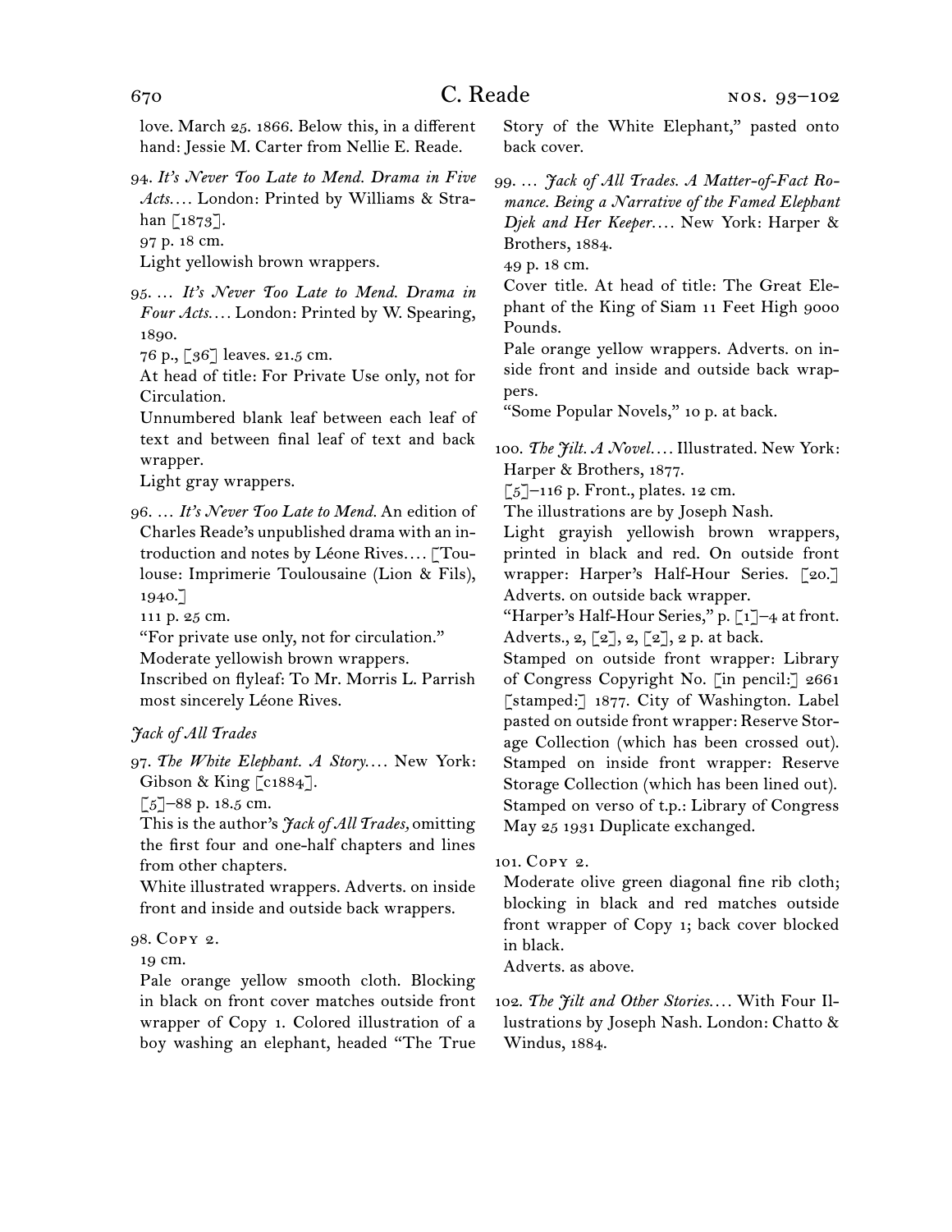love. March 25. 1866. Below this, in a different hand: Jessie M. Carter from Nellie E. Reade.

94. *It's Never Too Late to Mend. Drama in Five Acts.*… London: Printed by Williams & Strahan [1873].
97 p. 18 cm.
Light yellowish brown wrappers.

95. … *It's Never Too Late to Mend. Drama in Four Acts.*… London: Printed by W. Spearing, 1890.
76 p., [36] leaves. 21.5 cm.
At head of title: For Private Use only, not for Circulation.
Unnumbered blank leaf between each leaf of text and between final leaf of text and back wrapper.
Light gray wrappers.

96. … *It's Never Too Late to Mend.* An edition of Charles Reade's unpublished drama with an introduction and notes by Léone Rives.… [Toulouse: Imprimerie Toulousaine (Lion & Fils), 1940.]
111 p. 25 cm.
"For private use only, not for circulation."
Moderate yellowish brown wrappers.
Inscribed on flyleaf: To Mr. Morris L. Parrish most sincerely Léone Rives.

*Jack of All Trades*

97. *The White Elephant. A Story.*… New York: Gibson & King [c1884].
[5]–88 p. 18.5 cm.
This is the author's *Jack of All Trades,* omitting the first four and one-half chapters and lines from other chapters.
White illustrated wrappers. Adverts. on inside front and inside and outside back wrappers.

98. Copy 2.
19 cm.
Pale orange yellow smooth cloth. Blocking in black on front cover matches outside front wrapper of Copy 1. Colored illustration of a boy washing an elephant, headed "The True Story of the White Elephant," pasted onto back cover.

99. … *Jack of All Trades. A Matter-of-Fact Romance. Being a Narrative of the Famed Elephant Djek and Her Keeper.*… New York: Harper & Brothers, 1884.
49 p. 18 cm.
Cover title. At head of title: The Great Elephant of the King of Siam 11 Feet High 9000 Pounds.
Pale orange yellow wrappers. Adverts. on inside front and inside and outside back wrappers.
"Some Popular Novels," 10 p. at back.

100. *The Jilt. A Novel.*… Illustrated. New York: Harper & Brothers, 1877.
[5]–116 p. Front., plates. 12 cm.
The illustrations are by Joseph Nash.
Light grayish yellowish brown wrappers, printed in black and red. On outside front wrapper: Harper's Half-Hour Series. [20.] Adverts. on outside back wrapper.
"Harper's Half-Hour Series," p. [1]–4 at front.
Adverts., 2, [2], 2, [2], 2 p. at back.
Stamped on outside front wrapper: Library of Congress Copyright No. [in pencil:] 2661 [stamped:] 1877. City of Washington. Label pasted on outside front wrapper: Reserve Storage Collection (which has been crossed out). Stamped on inside front wrapper: Reserve Storage Collection (which has been lined out). Stamped on verso of t.p.: Library of Congress May 25 1931 Duplicate exchanged.

101. Copy 2.
Moderate olive green diagonal fine rib cloth; blocking in black and red matches outside front wrapper of Copy 1; back cover blocked in black.
Adverts. as above.

102. *The Jilt and Other Stories.*… With Four Illustrations by Joseph Nash. London: Chatto & Windus, 1884.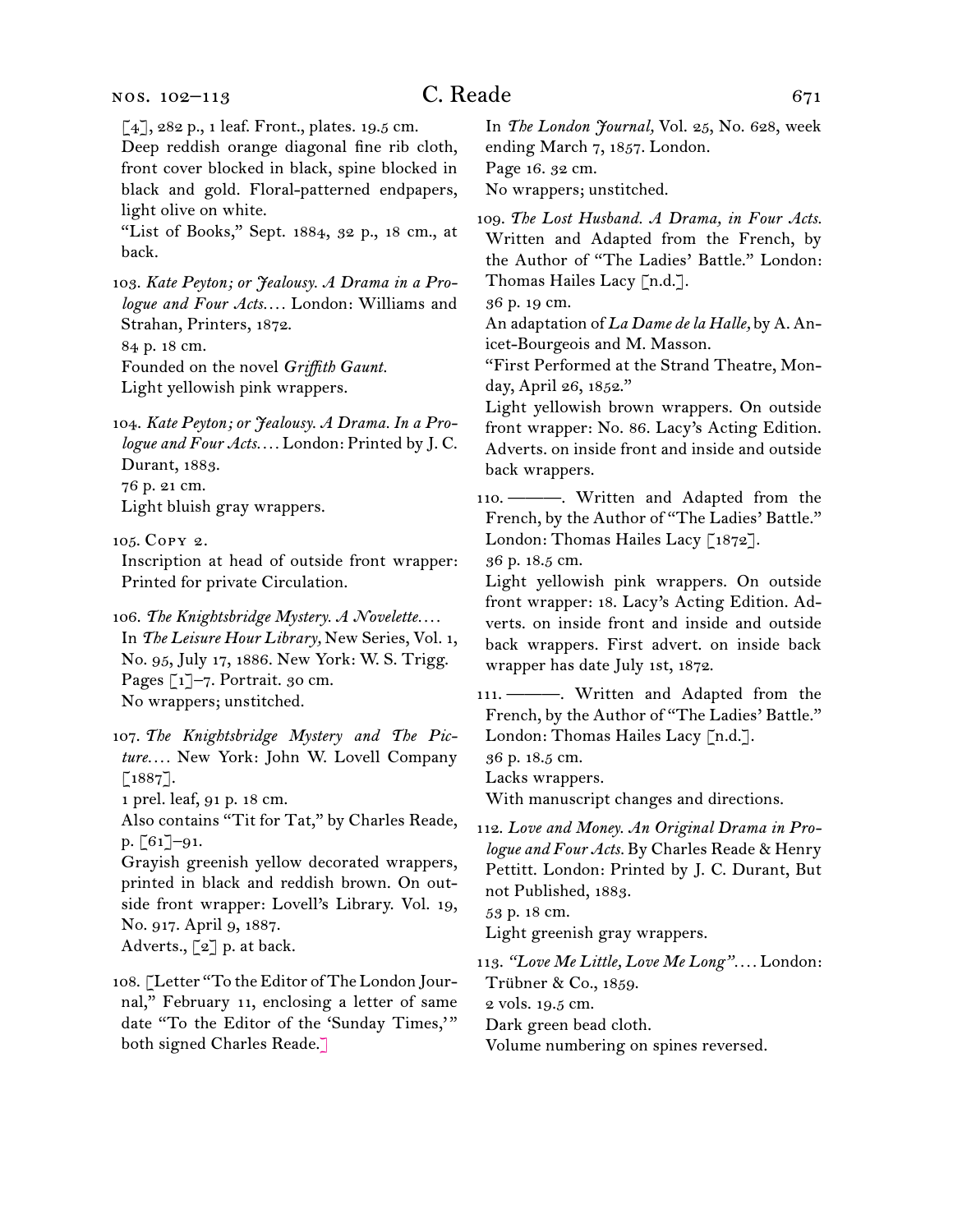[4], 282 p., 1 leaf. Front., plates. 19.5 cm.
Deep reddish orange diagonal fine rib cloth, front cover blocked in black, spine blocked in black and gold. Floral-patterned endpapers, light olive on white.
"List of Books," Sept. 1884, 32 p., 18 cm., at back.

103. *Kate Peyton; or Jealousy. A Drama in a Prologue and Four Acts.…* London: Williams and Strahan, Printers, 1872.
84 p. 18 cm.
Founded on the novel *Griffith Gaunt.*
Light yellowish pink wrappers.

104. *Kate Peyton; or Jealousy. A Drama. In a Prologue and Four Acts.…* London: Printed by J. C. Durant, 1883.
76 p. 21 cm.
Light bluish gray wrappers.

105. Copy 2.
Inscription at head of outside front wrapper: Printed for private Circulation.

106. *The Knightsbridge Mystery. A Novelette.…* In *The Leisure Hour Library,* New Series, Vol. 1, No. 95, July 17, 1886. New York: W. S. Trigg.
Pages [1]–7. Portrait. 30 cm.
No wrappers; unstitched.

107. *The Knightsbridge Mystery and The Picture.…* New York: John W. Lovell Company [1887].
1 prel. leaf, 91 p. 18 cm.
Also contains "Tit for Tat," by Charles Reade, p. [61]–91.
Grayish greenish yellow decorated wrappers, printed in black and reddish brown. On outside front wrapper: Lovell's Library. Vol. 19, No. 917. April 9, 1887.
Adverts., [2] p. at back.

108. [Letter "To the Editor of The London Journal," February 11, enclosing a letter of same date "To the Editor of the 'Sunday Times,'" both signed Charles Reade.]
In *The London Journal,* Vol. 25, No. 628, week ending March 7, 1857. London.
Page 16. 32 cm.
No wrappers; unstitched.

109. *The Lost Husband. A Drama, in Four Acts.* Written and Adapted from the French, by the Author of "The Ladies' Battle." London: Thomas Hailes Lacy [n.d.].
36 p. 19 cm.
An adaptation of *La Dame de la Halle,* by A. Anicet-Bourgeois and M. Masson.
"First Performed at the Strand Theatre, Monday, April 26, 1852."
Light yellowish brown wrappers. On outside front wrapper: No. 86. Lacy's Acting Edition. Adverts. on inside front and inside and outside back wrappers.

110. ———. Written and Adapted from the French, by the Author of "The Ladies' Battle." London: Thomas Hailes Lacy [1872].
36 p. 18.5 cm.
Light yellowish pink wrappers. On outside front wrapper: 18. Lacy's Acting Edition. Adverts. on inside front and inside and outside back wrappers. First advert. on inside back wrapper has date July 1st, 1872.

111. ———. Written and Adapted from the French, by the Author of "The Ladies' Battle." London: Thomas Hailes Lacy [n.d.].
36 p. 18.5 cm.
Lacks wrappers.
With manuscript changes and directions.

112. *Love and Money. An Original Drama in Prologue and Four Acts.* By Charles Reade & Henry Pettitt. London: Printed by J. C. Durant, But not Published, 1883.
53 p. 18 cm.
Light greenish gray wrappers.

113. *"Love Me Little, Love Me Long".…* London: Trübner & Co., 1859.
2 vols. 19.5 cm.
Dark green bead cloth.
Volume numbering on spines reversed.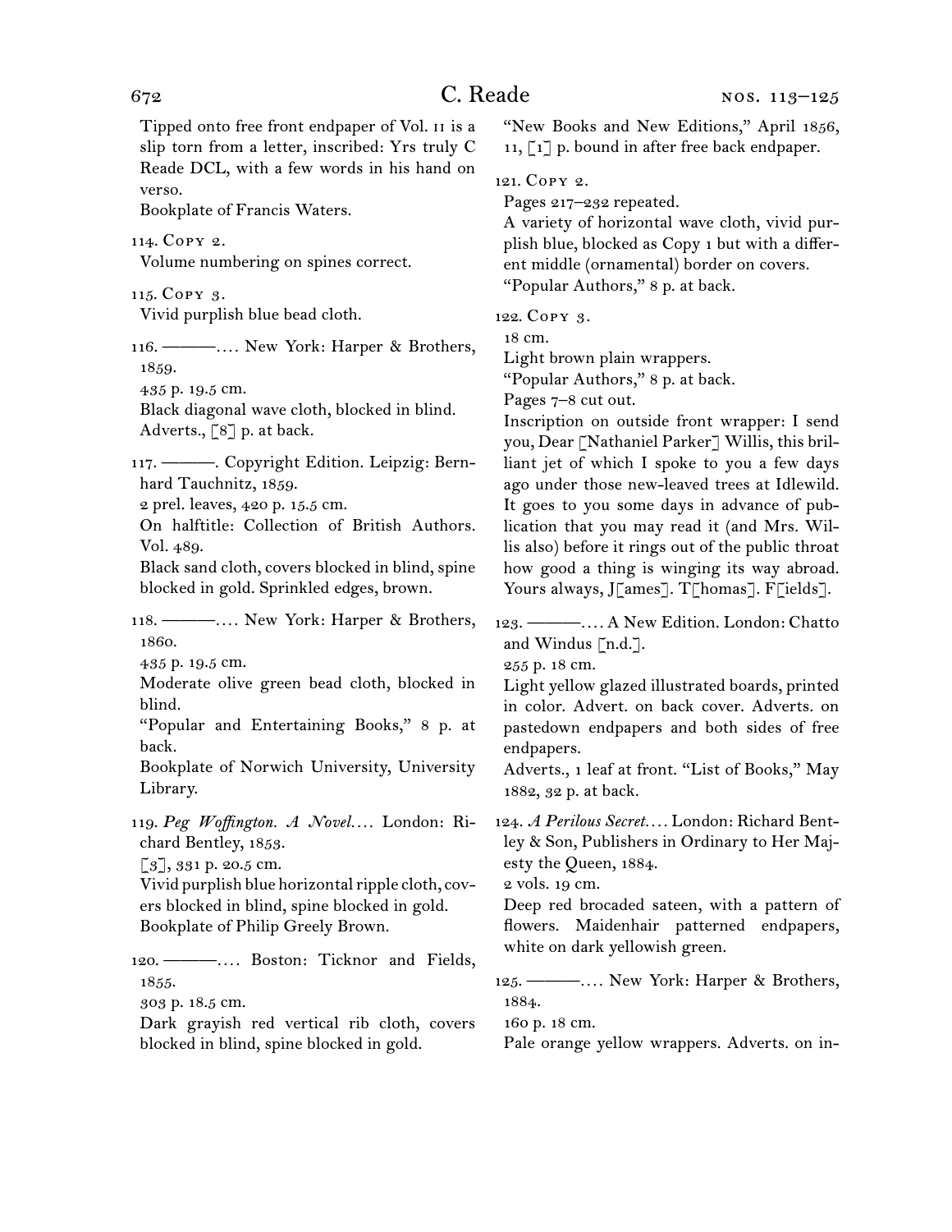Tipped onto free front endpaper of Vol. II is a slip torn from a letter, inscribed: Yrs truly C Reade DCL, with a few words in his hand on verso.
Bookplate of Francis Waters.

114. Copy 2.
Volume numbering on spines correct.

115. Copy 3.
Vivid purplish blue bead cloth.

116. ———.… New York: Harper & Brothers, 1859.
435 p. 19.5 cm.
Black diagonal wave cloth, blocked in blind.
Adverts., [8] p. at back.

117. ———. Copyright Edition. Leipzig: Bernhard Tauchnitz, 1859.
2 prel. leaves, 420 p. 15.5 cm.
On halftitle: Collection of British Authors. Vol. 489.
Black sand cloth, covers blocked in blind, spine blocked in gold. Sprinkled edges, brown.

118. ———.… New York: Harper & Brothers, 1860.
435 p. 19.5 cm.
Moderate olive green bead cloth, blocked in blind.
"Popular and Entertaining Books," 8 p. at back.
Bookplate of Norwich University, University Library.

119. *Peg Woffington. A Novel.*… London: Richard Bentley, 1853.
[3], 331 p. 20.5 cm.
Vivid purplish blue horizontal ripple cloth, covers blocked in blind, spine blocked in gold.
Bookplate of Philip Greely Brown.

120. ———.… Boston: Ticknor and Fields, 1855.
303 p. 18.5 cm.
Dark grayish red vertical rib cloth, covers blocked in blind, spine blocked in gold.
"New Books and New Editions," April 1856, 11, [1] p. bound in after free back endpaper.

121. Copy 2.
Pages 217–232 repeated.
A variety of horizontal wave cloth, vivid purplish blue, blocked as Copy 1 but with a different middle (ornamental) border on covers.
"Popular Authors," 8 p. at back.

122. Copy 3.
18 cm.
Light brown plain wrappers.
"Popular Authors," 8 p. at back.
Pages 7–8 cut out.
Inscription on outside front wrapper: I send you, Dear [Nathaniel Parker] Willis, this brilliant jet of which I spoke to you a few days ago under those new-leaved trees at Idlewild. It goes to you some days in advance of publication that you may read it (and Mrs. Willis also) before it rings out of the public throat how good a thing is winging its way abroad. Yours always, J[ames]. T[homas]. F[ields].

123. ———.… A New Edition. London: Chatto and Windus [n.d.].
255 p. 18 cm.
Light yellow glazed illustrated boards, printed in color. Advert. on back cover. Adverts. on pastedown endpapers and both sides of free endpapers.
Adverts., 1 leaf at front. "List of Books," May 1882, 32 p. at back.

124. *A Perilous Secret.*… London: Richard Bentley & Son, Publishers in Ordinary to Her Majesty the Queen, 1884.
2 vols. 19 cm.
Deep red brocaded sateen, with a pattern of flowers. Maidenhair patterned endpapers, white on dark yellowish green.

125. ———.… New York: Harper & Brothers, 1884.
160 p. 18 cm.
Pale orange yellow wrappers. Adverts. on in-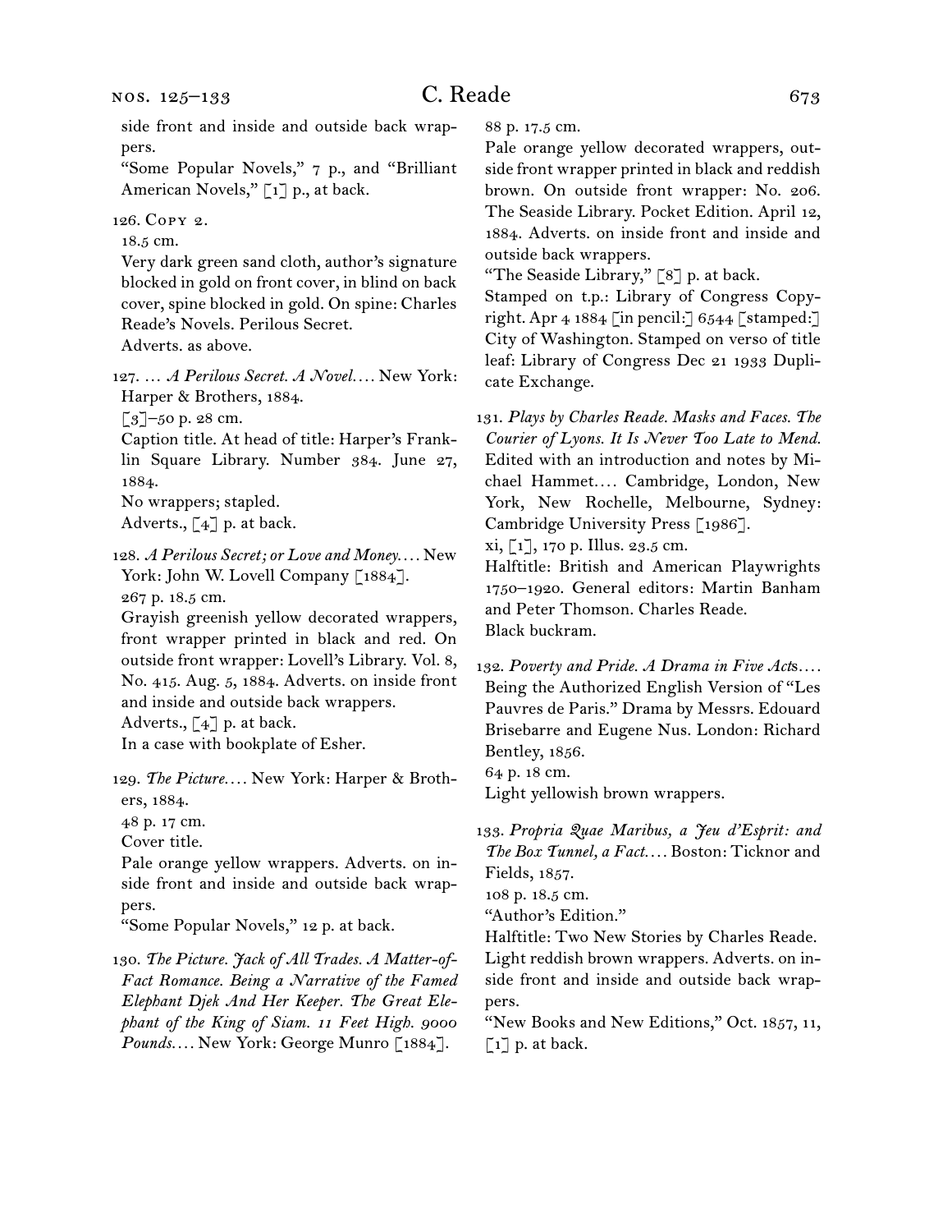side front and inside and outside back wrappers.

"Some Popular Novels," 7 p., and "Brilliant American Novels," [1] p., at back.

126. Copy 2.

18.5 cm.

Very dark green sand cloth, author's signature blocked in gold on front cover, in blind on back cover, spine blocked in gold. On spine: Charles Reade's Novels. Perilous Secret.

Adverts. as above.

127. … *A Perilous Secret. A Novel.*… New York: Harper & Brothers, 1884.

[3]–50 p. 28 cm.

Caption title. At head of title: Harper's Franklin Square Library. Number 384. June 27, 1884.

No wrappers; stapled.

Adverts., [4] p. at back.

128. *A Perilous Secret; or Love and Money.*… New York: John W. Lovell Company [1884].

267 p. 18.5 cm.

Grayish greenish yellow decorated wrappers, front wrapper printed in black and red. On outside front wrapper: Lovell's Library. Vol. 8, No. 415. Aug. 5, 1884. Adverts. on inside front and inside and outside back wrappers.

Adverts., [4] p. at back.

In a case with bookplate of Esher.

129. *The Picture.*… New York: Harper & Brothers, 1884.

48 p. 17 cm.

Cover title.

Pale orange yellow wrappers. Adverts. on inside front and inside and outside back wrappers.

"Some Popular Novels," 12 p. at back.

130. *The Picture. Jack of All Trades. A Matter-of-Fact Romance. Being a Narrative of the Famed Elephant Djek And Her Keeper. The Great Elephant of the King of Siam. 11 Feet High. 9000 Pounds.*… New York: George Munro [1884].

88 p. 17.5 cm.

Pale orange yellow decorated wrappers, outside front wrapper printed in black and reddish brown. On outside front wrapper: No. 206. The Seaside Library. Pocket Edition. April 12, 1884. Adverts. on inside front and inside and outside back wrappers.

"The Seaside Library," [8] p. at back.

Stamped on t.p.: Library of Congress Copyright. Apr 4 1884 [in pencil:] 6544 [stamped:] City of Washington. Stamped on verso of title leaf: Library of Congress Dec 21 1933 Duplicate Exchange.

131. *Plays by Charles Reade. Masks and Faces. The Courier of Lyons. It Is Never Too Late to Mend.* Edited with an introduction and notes by Michael Hammet.… Cambridge, London, New York, New Rochelle, Melbourne, Sydney: Cambridge University Press [1986].

xi, [1], 170 p. Illus. 23.5 cm.

Halftitle: British and American Playwrights 1750–1920. General editors: Martin Banham and Peter Thomson. Charles Reade.

Black buckram.

132. *Poverty and Pride. A Drama in Five Acts*.… Being the Authorized English Version of "Les Pauvres de Paris." Drama by Messrs. Edouard Brisebarre and Eugene Nus. London: Richard Bentley, 1856.

64 p. 18 cm.

Light yellowish brown wrappers.

133. *Propria Quae Maribus, a Jeu d'Esprit: and The Box Tunnel, a Fact.*… Boston: Ticknor and Fields, 1857.

108 p. 18.5 cm.

"Author's Edition."

Halftitle: Two New Stories by Charles Reade.

Light reddish brown wrappers. Adverts. on inside front and inside and outside back wrappers.

"New Books and New Editions," Oct. 1857, 11, [1] p. at back.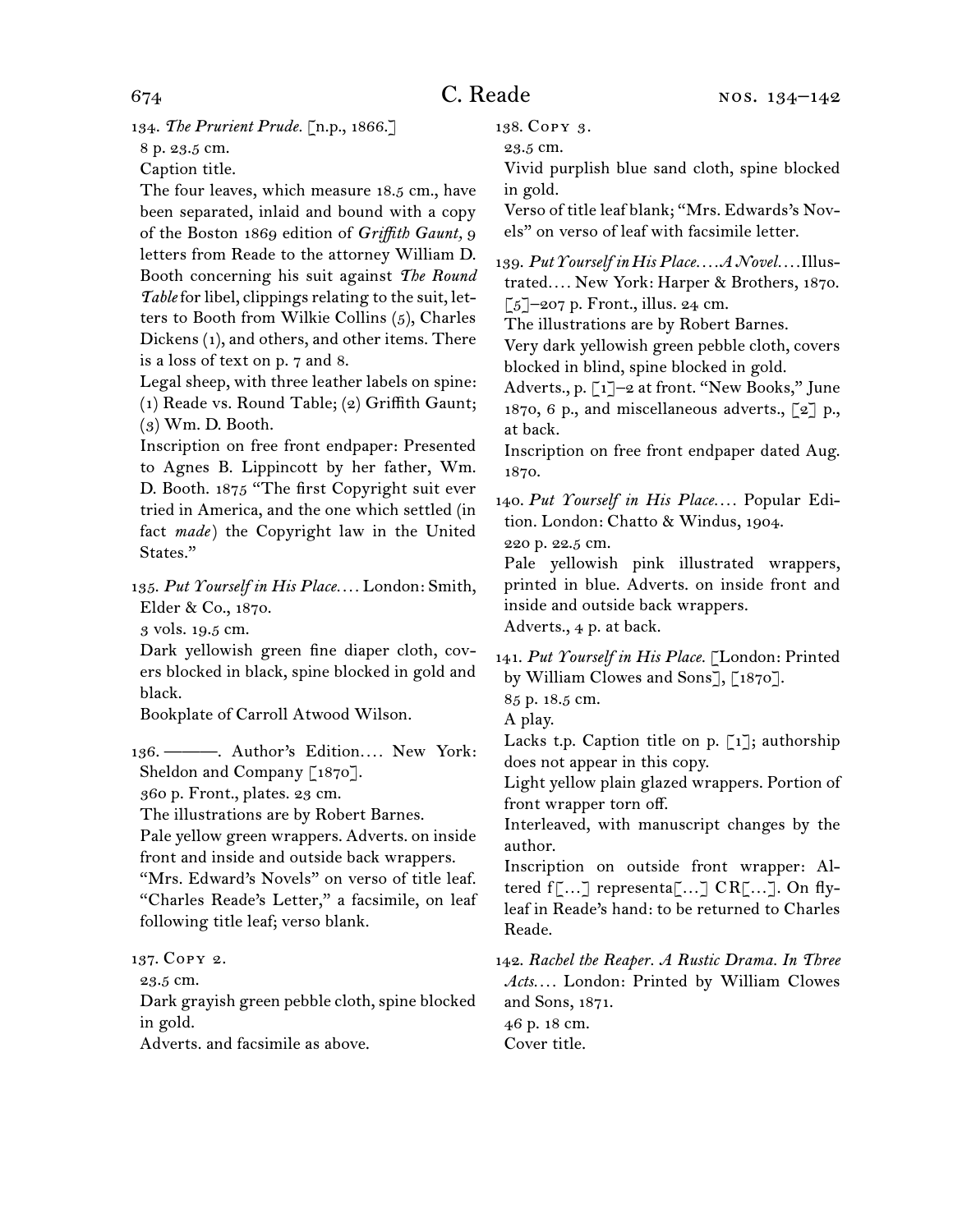134. *The Prurient Prude.* [n.p., 1866.]

8 p. 23.5 cm.

Caption title.

The four leaves, which measure 18.5 cm., have been separated, inlaid and bound with a copy of the Boston 1869 edition of *Griffith Gaunt,* 9 letters from Reade to the attorney William D. Booth concerning his suit against *The Round Table* for libel, clippings relating to the suit, letters to Booth from Wilkie Collins (5), Charles Dickens (1), and others, and other items. There is a loss of text on p. 7 and 8.

Legal sheep, with three leather labels on spine: (1) Reade vs. Round Table; (2) Griffith Gaunt; (3) Wm. D. Booth.

Inscription on free front endpaper: Presented to Agnes B. Lippincott by her father, Wm. D. Booth. 1875 "The first Copyright suit ever tried in America, and the one which settled (in fact *made*) the Copyright law in the United States."

135. *Put Yourself in His Place. . . .* London: Smith, Elder & Co., 1870.

3 vols. 19.5 cm.

Dark yellowish green fine diaper cloth, covers blocked in black, spine blocked in gold and black.

Bookplate of Carroll Atwood Wilson.

136. ———. Author's Edition. . . . New York: Sheldon and Company [1870].

360 p. Front., plates. 23 cm.

The illustrations are by Robert Barnes.

Pale yellow green wrappers. Adverts. on inside front and inside and outside back wrappers.

"Mrs. Edward's Novels" on verso of title leaf. "Charles Reade's Letter," a facsimile, on leaf following title leaf; verso blank.

137. Copy 2.

23.5 cm.

Dark grayish green pebble cloth, spine blocked in gold.

Adverts. and facsimile as above.

138. Copy 3.

23.5 cm.

Vivid purplish blue sand cloth, spine blocked in gold.

Verso of title leaf blank; "Mrs. Edwards's Novels" on verso of leaf with facsimile letter.

139. *Put Yourself in His Place. . . . A Novel. . . .* Illustrated. . . . New York: Harper & Brothers, 1870.

[5]–207 p. Front., illus. 24 cm.

The illustrations are by Robert Barnes.

Very dark yellowish green pebble cloth, covers blocked in blind, spine blocked in gold.

Adverts., p. [1]–2 at front. "New Books," June 1870, 6 p., and miscellaneous adverts., [2] p., at back.

Inscription on free front endpaper dated Aug. 1870.

140. *Put Yourself in His Place. . . .* Popular Edition. London: Chatto & Windus, 1904.

220 p. 22.5 cm.

Pale yellowish pink illustrated wrappers, printed in blue. Adverts. on inside front and inside and outside back wrappers.

Adverts., 4 p. at back.

141. *Put Yourself in His Place.* [London: Printed by William Clowes and Sons], [1870].

85 p. 18.5 cm.

A play.

Lacks t.p. Caption title on p. [1]; authorship does not appear in this copy.

Light yellow plain glazed wrappers. Portion of front wrapper torn off.

Interleaved, with manuscript changes by the author.

Inscription on outside front wrapper: Altered f[. . .] representa[. . .] CR[. . .]. On flyleaf in Reade's hand: to be returned to Charles Reade.

142. *Rachel the Reaper. A Rustic Drama. In Three Acts. . . .* London: Printed by William Clowes and Sons, 1871.

46 p. 18 cm.

Cover title.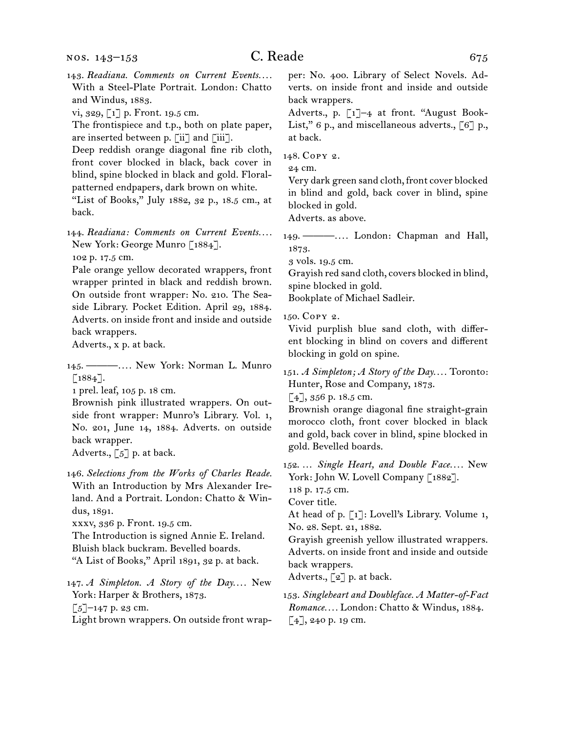143. *Readiana. Comments on Current Events....* With a Steel-Plate Portrait. London: Chatto and Windus, 1883.
vi, 329, [1] p. Front. 19.5 cm.
The frontispiece and t.p., both on plate paper, are inserted between p. [ii] and [iii].
Deep reddish orange diagonal fine rib cloth, front cover blocked in black, back cover in blind, spine blocked in black and gold. Floral-patterned endpapers, dark brown on white.
"List of Books," July 1882, 32 p., 18.5 cm., at back.

144. *Readiana: Comments on Current Events....* New York: George Munro [1884].
102 p. 17.5 cm.
Pale orange yellow decorated wrappers, front wrapper printed in black and reddish brown. On outside front wrapper: No. 210. The Seaside Library. Pocket Edition. April 29, 1884. Adverts. on inside front and inside and outside back wrappers.
Adverts., x p. at back.

145. ———.... New York: Norman L. Munro [1884].
1 prel. leaf, 105 p. 18 cm.
Brownish pink illustrated wrappers. On outside front wrapper: Munro's Library. Vol. 1, No. 201, June 14, 1884. Adverts. on outside back wrapper.
Adverts., [5] p. at back.

146. *Selections from the Works of Charles Reade.* With an Introduction by Mrs Alexander Ireland. And a Portrait. London: Chatto & Windus, 1891.
xxxv, 336 p. Front. 19.5 cm.
The Introduction is signed Annie E. Ireland.
Bluish black buckram. Bevelled boards.
"A List of Books," April 1891, 32 p. at back.

147. *A Simpleton. A Story of the Day....* New York: Harper & Brothers, 1873.
[5]–147 p. 23 cm.
Light brown wrappers. On outside front wrapper: No. 400. Library of Select Novels. Adverts. on inside front and inside and outside back wrappers.
Adverts., p. [1]–4 at front. "August Book-List," 6 p., and miscellaneous adverts., [6] p., at back.

148. Copy 2.
24 cm.
Very dark green sand cloth, front cover blocked in blind and gold, back cover in blind, spine blocked in gold.
Adverts. as above.

149. ———.... London: Chapman and Hall, 1873.
3 vols. 19.5 cm.
Grayish red sand cloth, covers blocked in blind, spine blocked in gold.
Bookplate of Michael Sadleir.

150. Copy 2.
Vivid purplish blue sand cloth, with different blocking in blind on covers and different blocking in gold on spine.

151. *A Simpleton; A Story of the Day....* Toronto: Hunter, Rose and Company, 1873.
[4], 356 p. 18.5 cm.
Brownish orange diagonal fine straight-grain morocco cloth, front cover blocked in black and gold, back cover in blind, spine blocked in gold. Bevelled boards.

152. ... *Single Heart, and Double Face....* New York: John W. Lovell Company [1882].
118 p. 17.5 cm.
Cover title.
At head of p. [1]: Lovell's Library. Volume 1, No. 28. Sept. 21, 1882.
Grayish greenish yellow illustrated wrappers. Adverts. on inside front and inside and outside back wrappers.
Adverts., [2] p. at back.

153. *Singleheart and Doubleface. A Matter-of-Fact Romance....* London: Chatto & Windus, 1884.
[4], 240 p. 19 cm.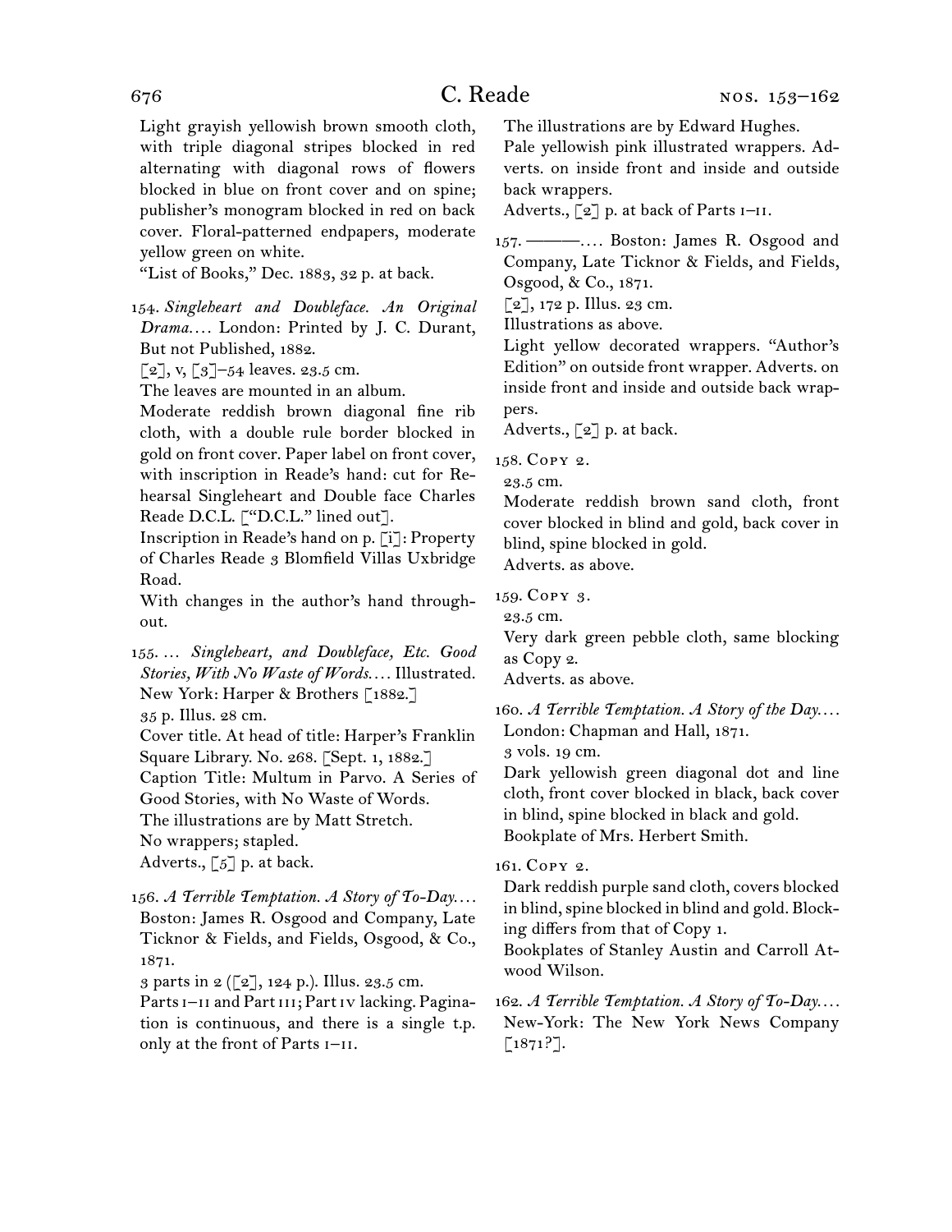Light grayish yellowish brown smooth cloth, with triple diagonal stripes blocked in red alternating with diagonal rows of flowers blocked in blue on front cover and on spine; publisher's monogram blocked in red on back cover. Floral-patterned endpapers, moderate yellow green on white.

"List of Books," Dec. 1883, 32 p. at back.

154. *Singleheart and Doubleface. An Original Drama*.... London: Printed by J. C. Durant, But not Published, 1882.
[2], v, [3]–54 leaves. 23.5 cm.
The leaves are mounted in an album.
Moderate reddish brown diagonal fine rib cloth, with a double rule border blocked in gold on front cover. Paper label on front cover, with inscription in Reade's hand: cut for Rehearsal Singleheart and Double face Charles Reade D.C.L. ["D.C.L." lined out].
Inscription in Reade's hand on p. [i]: Property of Charles Reade 3 Blomfield Villas Uxbridge Road.
With changes in the author's hand throughout.

155. ... *Singleheart, and Doubleface, Etc. Good Stories, With No Waste of Words*.... Illustrated. New York: Harper & Brothers [1882.]
35 p. Illus. 28 cm.
Cover title. At head of title: Harper's Franklin Square Library. No. 268. [Sept. 1, 1882.]
Caption Title: Multum in Parvo. A Series of Good Stories, with No Waste of Words.
The illustrations are by Matt Stretch.
No wrappers; stapled.
Adverts., [5] p. at back.

156. *A Terrible Temptation. A Story of To-Day*.... Boston: James R. Osgood and Company, Late Ticknor & Fields, and Fields, Osgood, & Co., 1871.
3 parts in 2 ([2], 124 p.). Illus. 23.5 cm.
Parts I–II and Part III; Part IV lacking. Pagination is continuous, and there is a single t.p. only at the front of Parts I–II.
The illustrations are by Edward Hughes.
Pale yellowish pink illustrated wrappers. Adverts. on inside front and inside and outside back wrappers.
Adverts., [2] p. at back of Parts I–II.

157. ———.... Boston: James R. Osgood and Company, Late Ticknor & Fields, and Fields, Osgood, & Co., 1871.
[2], 172 p. Illus. 23 cm.
Illustrations as above.
Light yellow decorated wrappers. "Author's Edition" on outside front wrapper. Adverts. on inside front and inside and outside back wrappers.
Adverts., [2] p. at back.

158. Copy 2.
23.5 cm.
Moderate reddish brown sand cloth, front cover blocked in blind and gold, back cover in blind, spine blocked in gold.
Adverts. as above.

159. Copy 3.
23.5 cm.
Very dark green pebble cloth, same blocking as Copy 2.
Adverts. as above.

160. *A Terrible Temptation. A Story of the Day*.... London: Chapman and Hall, 1871.
3 vols. 19 cm.
Dark yellowish green diagonal dot and line cloth, front cover blocked in black, back cover in blind, spine blocked in black and gold.
Bookplate of Mrs. Herbert Smith.

161. Copy 2.
Dark reddish purple sand cloth, covers blocked in blind, spine blocked in blind and gold. Blocking differs from that of Copy 1.
Bookplates of Stanley Austin and Carroll Atwood Wilson.

162. *A Terrible Temptation. A Story of To-Day*.... New-York: The New York News Company [1871?].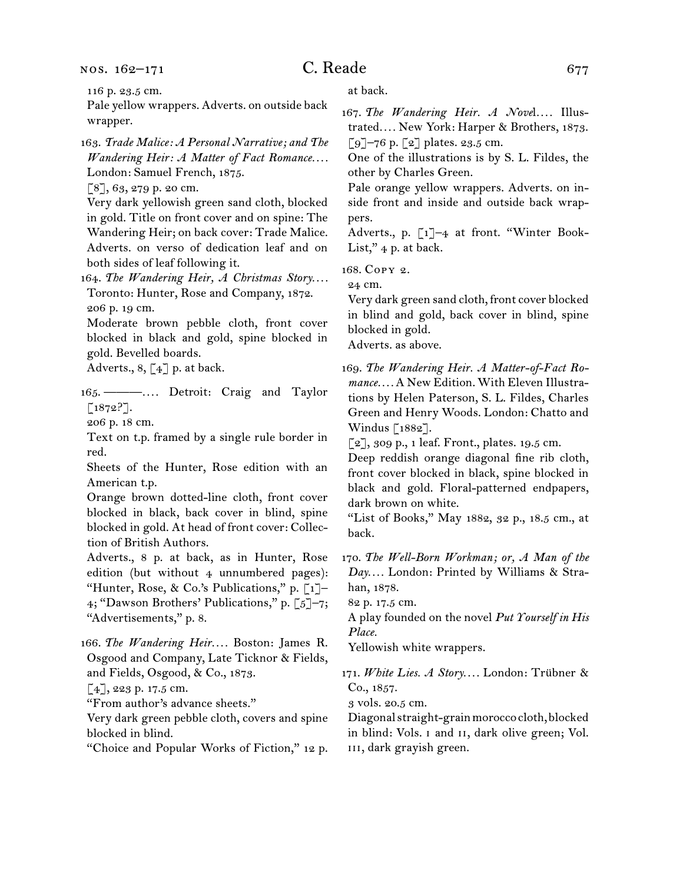116 p. 23.5 cm.

Pale yellow wrappers. Adverts. on outside back wrapper.

163. *Trade Malice: A Personal Narrative; and The Wandering Heir: A Matter of Fact Romance*.... London: Samuel French, 1875.

[8], 63, 279 p. 20 cm.

Very dark yellowish green sand cloth, blocked in gold. Title on front cover and on spine: The Wandering Heir; on back cover: Trade Malice. Adverts. on verso of dedication leaf and on both sides of leaf following it.

164. *The Wandering Heir, A Christmas Story*.... Toronto: Hunter, Rose and Company, 1872.

206 p. 19 cm.

Moderate brown pebble cloth, front cover blocked in black and gold, spine blocked in gold. Bevelled boards.

Adverts., 8, [4] p. at back.

165. ———.... Detroit: Craig and Taylor [1872?].

206 p. 18 cm.

Text on t.p. framed by a single rule border in red.

Sheets of the Hunter, Rose edition with an American t.p.

Orange brown dotted-line cloth, front cover blocked in black, back cover in blind, spine blocked in gold. At head of front cover: Collection of British Authors.

Adverts., 8 p. at back, as in Hunter, Rose edition (but without 4 unnumbered pages): "Hunter, Rose, & Co.'s Publications," p. [1]–4; "Dawson Brothers' Publications," p. [5]–7; "Advertisements," p. 8.

166. *The Wandering Heir*.... Boston: James R. Osgood and Company, Late Ticknor & Fields, and Fields, Osgood, & Co., 1873.

[4], 223 p. 17.5 cm.

"From author's advance sheets."

Very dark green pebble cloth, covers and spine blocked in blind.

"Choice and Popular Works of Fiction," 12 p. at back.

167. *The Wandering Heir. A Novel*.... Illustrated.... New York: Harper & Brothers, 1873.

[9]–76 p. [2] plates. 23.5 cm.

One of the illustrations is by S. L. Fildes, the other by Charles Green.

Pale orange yellow wrappers. Adverts. on inside front and inside and outside back wrappers.

Adverts., p. [1]–4 at front. "Winter Book-List," 4 p. at back.

168. Copy 2.

24 cm.

Very dark green sand cloth, front cover blocked in blind and gold, back cover in blind, spine blocked in gold.

Adverts. as above.

169. *The Wandering Heir. A Matter-of-Fact Romance*.... A New Edition. With Eleven Illustrations by Helen Paterson, S. L. Fildes, Charles Green and Henry Woods. London: Chatto and Windus [1882].

[2], 309 p., 1 leaf. Front., plates. 19.5 cm.

Deep reddish orange diagonal fine rib cloth, front cover blocked in black, spine blocked in black and gold. Floral-patterned endpapers, dark brown on white.

"List of Books," May 1882, 32 p., 18.5 cm., at back.

170. *The Well-Born Workman; or, A Man of the Day*.... London: Printed by Williams & Strahan, 1878.

82 p. 17.5 cm.

A play founded on the novel *Put Yourself in His Place.*

Yellowish white wrappers.

171. *White Lies. A Story*.... London: Trübner & Co., 1857.

3 vols. 20.5 cm.

Diagonal straight-grain morocco cloth, blocked in blind: Vols. I and II, dark olive green; Vol. III, dark grayish green.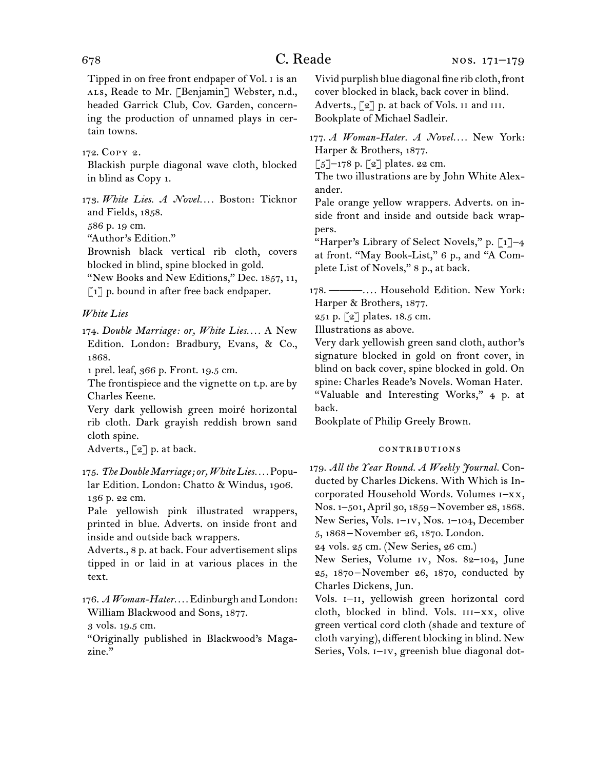Tipped in on free front endpaper of Vol. I is an ALS, Reade to Mr. [Benjamin] Webster, n.d., headed Garrick Club, Cov. Garden, concerning the production of unnamed plays in certain towns.

172. Copy 2.
Blackish purple diagonal wave cloth, blocked in blind as Copy 1.

173. *White Lies. A Novel.* . . . Boston: Ticknor and Fields, 1858.
586 p. 19 cm.
"Author's Edition."
Brownish black vertical rib cloth, covers blocked in blind, spine blocked in gold.
"New Books and New Editions," Dec. 1857, 11, [1] p. bound in after free back endpaper.

*White Lies*

174. *Double Marriage: or, White Lies.* . . . A New Edition. London: Bradbury, Evans, & Co., 1868.
1 prel. leaf, 366 p. Front. 19.5 cm.
The frontispiece and the vignette on t.p. are by Charles Keene.
Very dark yellowish green moiré horizontal rib cloth. Dark grayish reddish brown sand cloth spine.
Adverts., [2] p. at back.

175. *The Double Marriage; or, White Lies.* . . . Popular Edition. London: Chatto & Windus, 1906.
136 p. 22 cm.
Pale yellowish pink illustrated wrappers, printed in blue. Adverts. on inside front and inside and outside back wrappers.
Adverts., 8 p. at back. Four advertisement slips tipped in or laid in at various places in the text.

176. *A Woman-Hater.* . . . Edinburgh and London: William Blackwood and Sons, 1877.
3 vols. 19.5 cm.
"Originally published in Blackwood's Magazine."
Vivid purplish blue diagonal fine rib cloth, front cover blocked in black, back cover in blind.
Adverts., [2] p. at back of Vols. II and III.
Bookplate of Michael Sadleir.

177. *A Woman-Hater. A Novel.* . . . New York: Harper & Brothers, 1877.
[5]–178 p. [2] plates. 22 cm.
The two illustrations are by John White Alexander.
Pale orange yellow wrappers. Adverts. on inside front and inside and outside back wrappers.
"Harper's Library of Select Novels," p. [1]–4 at front. "May Book-List," 6 p., and "A Complete List of Novels," 8 p., at back.

178. ———. . . . Household Edition. New York: Harper & Brothers, 1877.
251 p. [2] plates. 18.5 cm.
Illustrations as above.
Very dark yellowish green sand cloth, author's signature blocked in gold on front cover, in blind on back cover, spine blocked in gold. On spine: Charles Reade's Novels. Woman Hater.
"Valuable and Interesting Works," 4 p. at back.
Bookplate of Philip Greely Brown.

### CONTRIBUTIONS

179. *All the Year Round. A Weekly Journal.* Conducted by Charles Dickens. With Which is Incorporated Household Words. Volumes I–XX, Nos. 1–501, April 30, 1859 – November 28, 1868. New Series, Vols. I–IV, Nos. 1–104, December 5, 1868 – November 26, 1870. London.
24 vols. 25 cm. (New Series, 26 cm.)
New Series, Volume IV, Nos. 82–104, June 25, 1870 – November 26, 1870, conducted by Charles Dickens, Jun.
Vols. I–II, yellowish green horizontal cord cloth, blocked in blind. Vols. III–XX, olive green vertical cord cloth (shade and texture of cloth varying), different blocking in blind. New Series, Vols. I–IV, greenish blue diagonal dot-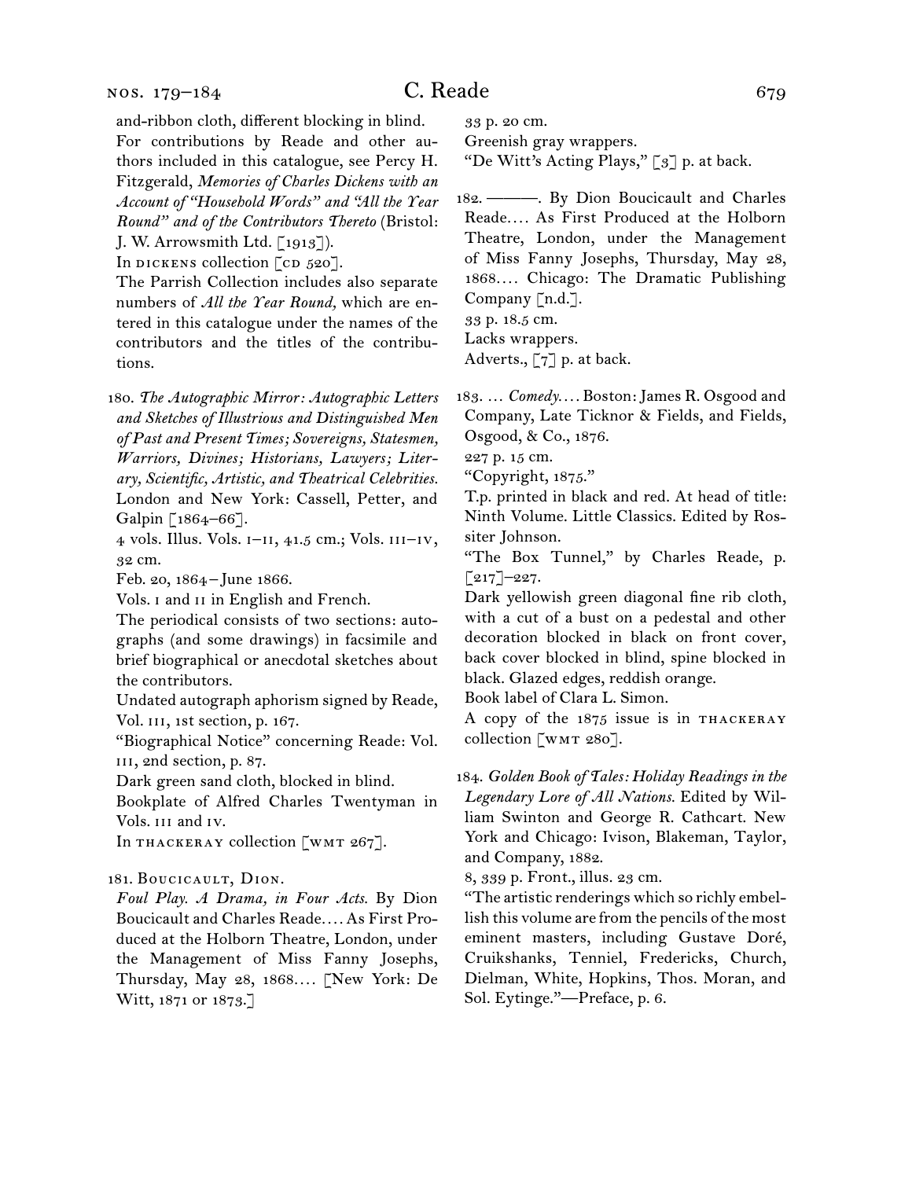and-ribbon cloth, different blocking in blind.

For contributions by Reade and other authors included in this catalogue, see Percy H. Fitzgerald, *Memories of Charles Dickens with an Account of "Household Words" and "All the Year Round" and of the Contributors Thereto* (Bristol: J. W. Arrowsmith Ltd. [1913]).

In DICKENS collection [CD 520].

The Parrish Collection includes also separate numbers of *All the Year Round,* which are entered in this catalogue under the names of the contributors and the titles of the contributions.

180. *The Autographic Mirror: Autographic Letters and Sketches of Illustrious and Distinguished Men of Past and Present Times; Sovereigns, Statesmen, Warriors, Divines; Historians, Lawyers; Literary, Scientific, Artistic, and Theatrical Celebrities.* London and New York: Cassell, Petter, and Galpin [1864–66].

4 vols. Illus. Vols. I–II, 41.5 cm.; Vols. III–IV, 32 cm.

Feb. 20, 1864–June 1866.

Vols. I and II in English and French.

The periodical consists of two sections: autographs (and some drawings) in facsimile and brief biographical or anecdotal sketches about the contributors.

Undated autograph aphorism signed by Reade, Vol. III, 1st section, p. 167.

"Biographical Notice" concerning Reade: Vol. III, 2nd section, p. 87.

Dark green sand cloth, blocked in blind.

Bookplate of Alfred Charles Twentyman in Vols. III and IV.

In THACKERAY collection [WMT 267].

181. BOUCICAULT, DION.

*Foul Play. A Drama, in Four Acts.* By Dion Boucicault and Charles Reade.... As First Produced at the Holborn Theatre, London, under the Management of Miss Fanny Josephs, Thursday, May 28, 1868.... [New York: De Witt, 1871 or 1873.]

33 p. 20 cm.

Greenish gray wrappers.

"De Witt's Acting Plays," [3] p. at back.

182. ———. By Dion Boucicault and Charles Reade.... As First Produced at the Holborn Theatre, London, under the Management of Miss Fanny Josephs, Thursday, May 28, 1868.... Chicago: The Dramatic Publishing Company [n.d.].

33 p. 18.5 cm.

Lacks wrappers.

Adverts., [7] p. at back.

183. ... *Comedy....* Boston: James R. Osgood and Company, Late Ticknor & Fields, and Fields, Osgood, & Co., 1876.

227 p. 15 cm.

"Copyright, 1875."

T.p. printed in black and red. At head of title: Ninth Volume. Little Classics. Edited by Rossiter Johnson.

"The Box Tunnel," by Charles Reade, p. [217]–227.

Dark yellowish green diagonal fine rib cloth, with a cut of a bust on a pedestal and other decoration blocked in black on front cover, back cover blocked in blind, spine blocked in black. Glazed edges, reddish orange.

Book label of Clara L. Simon.

A copy of the 1875 issue is in THACKERAY collection [WMT 280].

184. *Golden Book of Tales: Holiday Readings in the Legendary Lore of All Nations.* Edited by William Swinton and George R. Cathcart. New York and Chicago: Ivison, Blakeman, Taylor, and Company, 1882.

8, 339 p. Front., illus. 23 cm.

"The artistic renderings which so richly embellish this volume are from the pencils of the most eminent masters, including Gustave Doré, Cruikshanks, Tenniel, Fredericks, Church, Dielman, White, Hopkins, Thos. Moran, and Sol. Eytinge."—Preface, p. 6.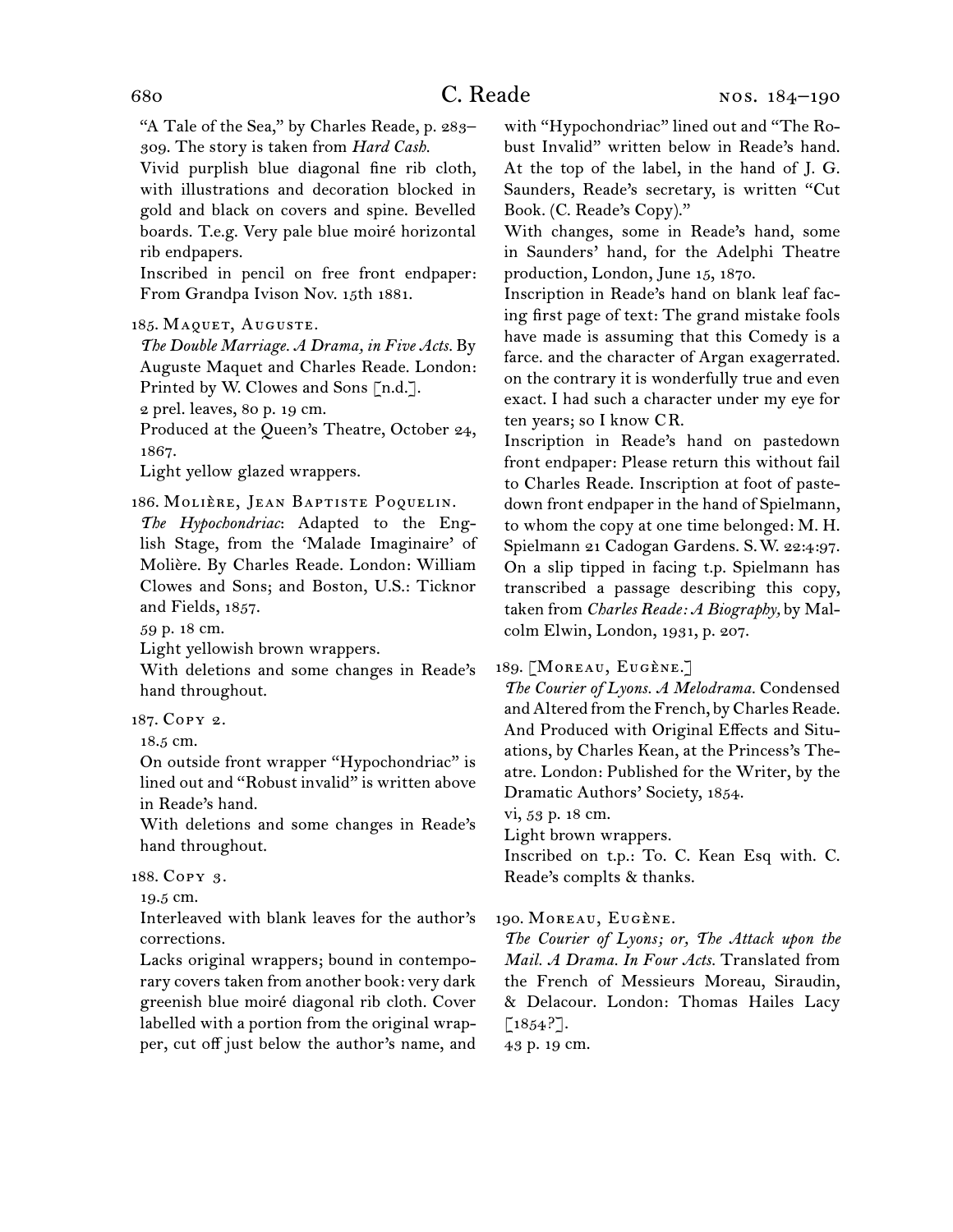"A Tale of the Sea," by Charles Reade, p. 283–309. The story is taken from *Hard Cash.*

Vivid purplish blue diagonal fine rib cloth, with illustrations and decoration blocked in gold and black on covers and spine. Bevelled boards. T.e.g. Very pale blue moiré horizontal rib endpapers.

Inscribed in pencil on free front endpaper: From Grandpa Ivison Nov. 15th 1881.

185. Maquet, Auguste.

*The Double Marriage. A Drama, in Five Acts.* By Auguste Maquet and Charles Reade. London: Printed by W. Clowes and Sons [n.d.].

2 prel. leaves, 80 p. 19 cm.

Produced at the Queen's Theatre, October 24, 1867.

Light yellow glazed wrappers.

186. Molière, Jean Baptiste Poquelin.

*The Hypochondriac*: Adapted to the English Stage, from the 'Malade Imaginaire' of Molière. By Charles Reade. London: William Clowes and Sons; and Boston, U.S.: Ticknor and Fields, 1857.

59 p. 18 cm.

Light yellowish brown wrappers.

With deletions and some changes in Reade's hand throughout.

187. Copy 2.

18.5 cm.

On outside front wrapper "Hypochondriac" is lined out and "Robust invalid" is written above in Reade's hand.

With deletions and some changes in Reade's hand throughout.

188. Copy 3.

19.5 cm.

Interleaved with blank leaves for the author's corrections.

Lacks original wrappers; bound in contemporary covers taken from another book: very dark greenish blue moiré diagonal rib cloth. Cover labelled with a portion from the original wrapper, cut off just below the author's name, and with "Hypochondriac" lined out and "The Robust Invalid" written below in Reade's hand. At the top of the label, in the hand of J. G. Saunders, Reade's secretary, is written "Cut Book. (C. Reade's Copy)."

With changes, some in Reade's hand, some in Saunders' hand, for the Adelphi Theatre production, London, June 15, 1870.

Inscription in Reade's hand on blank leaf facing first page of text: The grand mistake fools have made is assuming that this Comedy is a farce. and the character of Argan exagerrated. on the contrary it is wonderfully true and even exact. I had such a character under my eye for ten years; so I know CR.

Inscription in Reade's hand on pastedown front endpaper: Please return this without fail to Charles Reade. Inscription at foot of pastedown front endpaper in the hand of Spielmann, to whom the copy at one time belonged: M. H. Spielmann 21 Cadogan Gardens. S.W. 22:4:97. On a slip tipped in facing t.p. Spielmann has transcribed a passage describing this copy, taken from *Charles Reade: A Biography,* by Malcolm Elwin, London, 1931, p. 207.

189. [Moreau, Eugène.]

*The Courier of Lyons. A Melodrama.* Condensed and Altered from the French, by Charles Reade. And Produced with Original Effects and Situations, by Charles Kean, at the Princess's Theatre. London: Published for the Writer, by the Dramatic Authors' Society, 1854.

vi, 53 p. 18 cm.

Light brown wrappers.

Inscribed on t.p.: To. C. Kean Esq with. C. Reade's complts & thanks.

190. Moreau, Eugène.

*The Courier of Lyons; or, The Attack upon the Mail. A Drama. In Four Acts.* Translated from the French of Messieurs Moreau, Siraudin, & Delacour. London: Thomas Hailes Lacy [1854?].

43 p. 19 cm.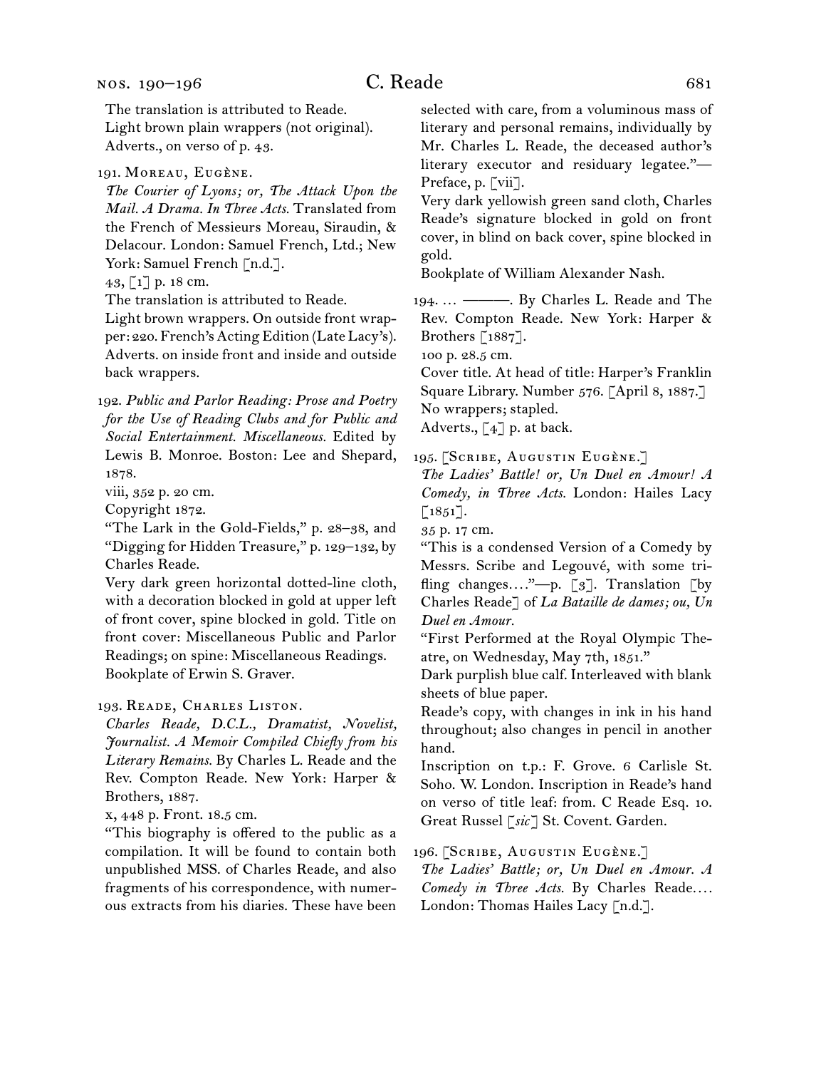The translation is attributed to Reade.
Light brown plain wrappers (not original).
Adverts., on verso of p. 43.

191. Moreau, Eugène.
*The Courier of Lyons; or, The Attack Upon the Mail. A Drama. In Three Acts.* Translated from the French of Messieurs Moreau, Siraudin, & Delacour. London: Samuel French, Ltd.; New York: Samuel French [n.d.].
43, [1] p. 18 cm.
The translation is attributed to Reade.
Light brown wrappers. On outside front wrapper: 220. French's Acting Edition (Late Lacy's). Adverts. on inside front and inside and outside back wrappers.

192. *Public and Parlor Reading: Prose and Poetry for the Use of Reading Clubs and for Public and Social Entertainment. Miscellaneous.* Edited by Lewis B. Monroe. Boston: Lee and Shepard, 1878.
viii, 352 p. 20 cm.
Copyright 1872.
"The Lark in the Gold-Fields," p. 28–38, and "Digging for Hidden Treasure," p. 129–132, by Charles Reade.
Very dark green horizontal dotted-line cloth, with a decoration blocked in gold at upper left of front cover, spine blocked in gold. Title on front cover: Miscellaneous Public and Parlor Readings; on spine: Miscellaneous Readings.
Bookplate of Erwin S. Graver.

193. Reade, Charles Liston.
*Charles Reade, D.C.L., Dramatist, Novelist, Journalist. A Memoir Compiled Chiefly from his Literary Remains.* By Charles L. Reade and the Rev. Compton Reade. New York: Harper & Brothers, 1887.
x, 448 p. Front. 18.5 cm.
"This biography is offered to the public as a compilation. It will be found to contain both unpublished MSS. of Charles Reade, and also fragments of his correspondence, with numerous extracts from his diaries. These have been selected with care, from a voluminous mass of literary and personal remains, individually by Mr. Charles L. Reade, the deceased author's literary executor and residuary legatee."—Preface, p. [vii].
Very dark yellowish green sand cloth, Charles Reade's signature blocked in gold on front cover, in blind on back cover, spine blocked in gold.
Bookplate of William Alexander Nash.

194. … ———. By Charles L. Reade and The Rev. Compton Reade. New York: Harper & Brothers [1887].
100 p. 28.5 cm.
Cover title. At head of title: Harper's Franklin Square Library. Number 576. [April 8, 1887.]
No wrappers; stapled.
Adverts., [4] p. at back.

195. [Scribe, Augustin Eugène.]
*The Ladies' Battle! or, Un Duel en Amour! A Comedy, in Three Acts.* London: Hailes Lacy [1851].
35 p. 17 cm.
"This is a condensed Version of a Comedy by Messrs. Scribe and Legouvé, with some trifling changes…."—p. [3]. Translation [by Charles Reade] of *La Bataille de dames; ou, Un Duel en Amour.*
"First Performed at the Royal Olympic Theatre, on Wednesday, May 7th, 1851."
Dark purplish blue calf. Interleaved with blank sheets of blue paper.
Reade's copy, with changes in ink in his hand throughout; also changes in pencil in another hand.
Inscription on t.p.: F. Grove. 6 Carlisle St. Soho. W. London. Inscription in Reade's hand on verso of title leaf: from. C Reade Esq. 10. Great Russel [*sic*] St. Covent. Garden.

196. [Scribe, Augustin Eugène.]
*The Ladies' Battle; or, Un Duel en Amour. A Comedy in Three Acts.* By Charles Reade…. London: Thomas Hailes Lacy [n.d.].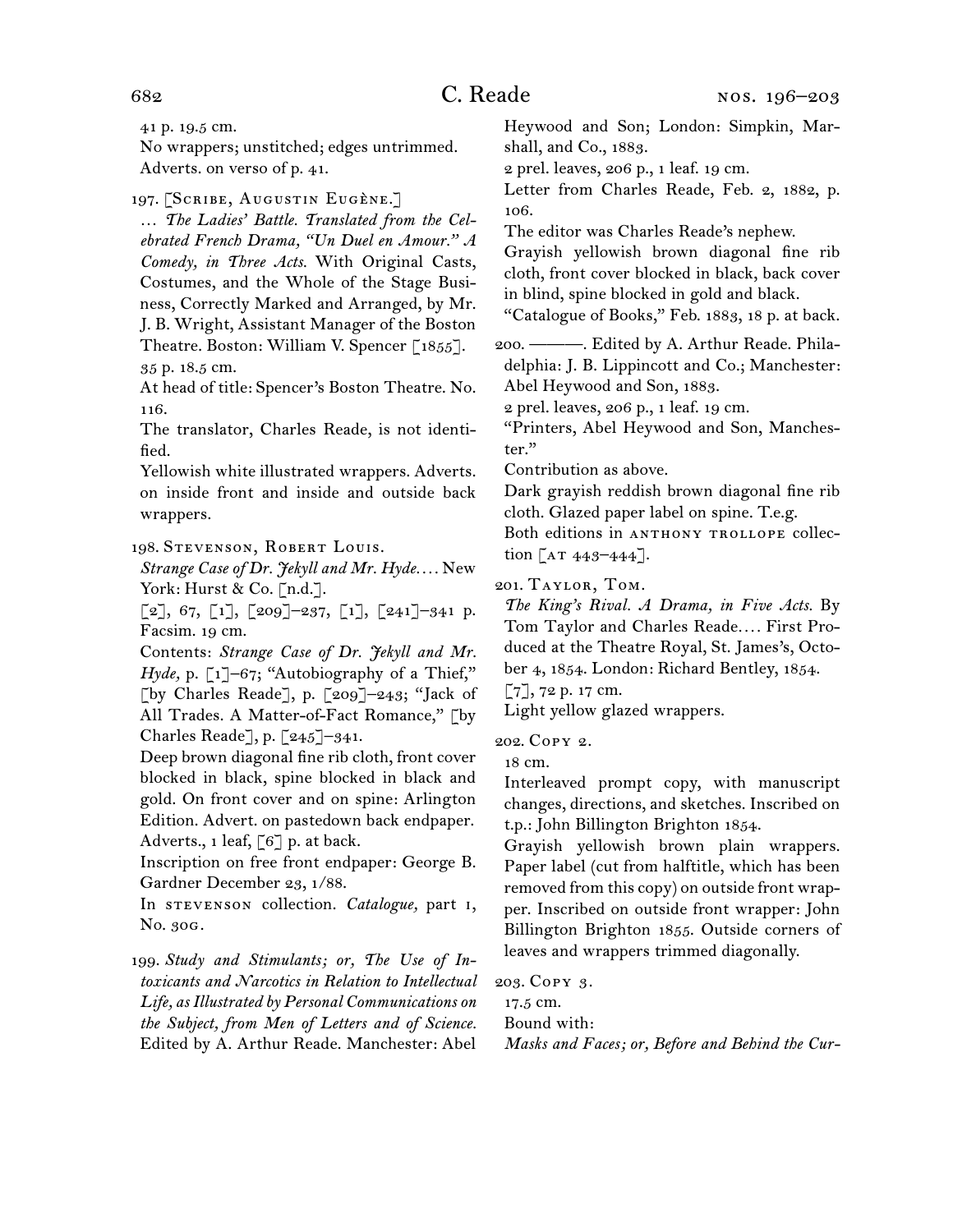41 p. 19.5 cm.

No wrappers; unstitched; edges untrimmed. Adverts. on verso of p. 41.

197. [Scribe, Augustin Eugène.]

… *The Ladies' Battle. Translated from the Celebrated French Drama, "Un Duel en Amour." A Comedy, in Three Acts.* With Original Casts, Costumes, and the Whole of the Stage Business, Correctly Marked and Arranged, by Mr. J. B. Wright, Assistant Manager of the Boston Theatre. Boston: William V. Spencer [1855].

35 p. 18.5 cm.

At head of title: Spencer's Boston Theatre. No. 116.

The translator, Charles Reade, is not identified.

Yellowish white illustrated wrappers. Adverts. on inside front and inside and outside back wrappers.

198. Stevenson, Robert Louis.

*Strange Case of Dr. Jekyll and Mr. Hyde.…* New York: Hurst & Co. [n.d.].

[2], 67, [1], [209]–237, [1], [241]–341 p. Facsim. 19 cm.

Contents: *Strange Case of Dr. Jekyll and Mr. Hyde,* p. [1]–67; "Autobiography of a Thief," [by Charles Reade], p. [209]–243; "Jack of All Trades. A Matter-of-Fact Romance," [by Charles Reade], p. [245]–341.

Deep brown diagonal fine rib cloth, front cover blocked in black, spine blocked in black and gold. On front cover and on spine: Arlington Edition. Advert. on pastedown back endpaper. Adverts., 1 leaf, [6] p. at back.

Inscription on free front endpaper: George B. Gardner December 23, 1/88.

In stevenson collection. *Catalogue,* part 1, No. 30g.

199. *Study and Stimulants; or, The Use of Intoxicants and Narcotics in Relation to Intellectual Life, as Illustrated by Personal Communications on the Subject, from Men of Letters and of Science.* Edited by A. Arthur Reade. Manchester: Abel Heywood and Son; London: Simpkin, Marshall, and Co., 1883.

2 prel. leaves, 206 p., 1 leaf. 19 cm.

Letter from Charles Reade, Feb. 2, 1882, p. 106.

The editor was Charles Reade's nephew.

Grayish yellowish brown diagonal fine rib cloth, front cover blocked in black, back cover in blind, spine blocked in gold and black.

"Catalogue of Books," Feb. 1883, 18 p. at back.

200. ———. Edited by A. Arthur Reade. Philadelphia: J. B. Lippincott and Co.; Manchester: Abel Heywood and Son, 1883.

2 prel. leaves, 206 p., 1 leaf. 19 cm.

"Printers, Abel Heywood and Son, Manchester."

Contribution as above.

Dark grayish reddish brown diagonal fine rib cloth. Glazed paper label on spine. T.e.g.

Both editions in anthony trollope collection [at 443–444].

201. Taylor, Tom.

*The King's Rival. A Drama, in Five Acts.* By Tom Taylor and Charles Reade.… First Produced at the Theatre Royal, St. James's, October 4, 1854. London: Richard Bentley, 1854.

[7], 72 p. 17 cm.

Light yellow glazed wrappers.

202. Copy 2.

18 cm.

Interleaved prompt copy, with manuscript changes, directions, and sketches. Inscribed on t.p.: John Billington Brighton 1854.

Grayish yellowish brown plain wrappers. Paper label (cut from halftitle, which has been removed from this copy) on outside front wrapper. Inscribed on outside front wrapper: John Billington Brighton 1855. Outside corners of leaves and wrappers trimmed diagonally.

203. Copy 3.

17.5 cm.

Bound with:

*Masks and Faces; or, Before and Behind the Cur-*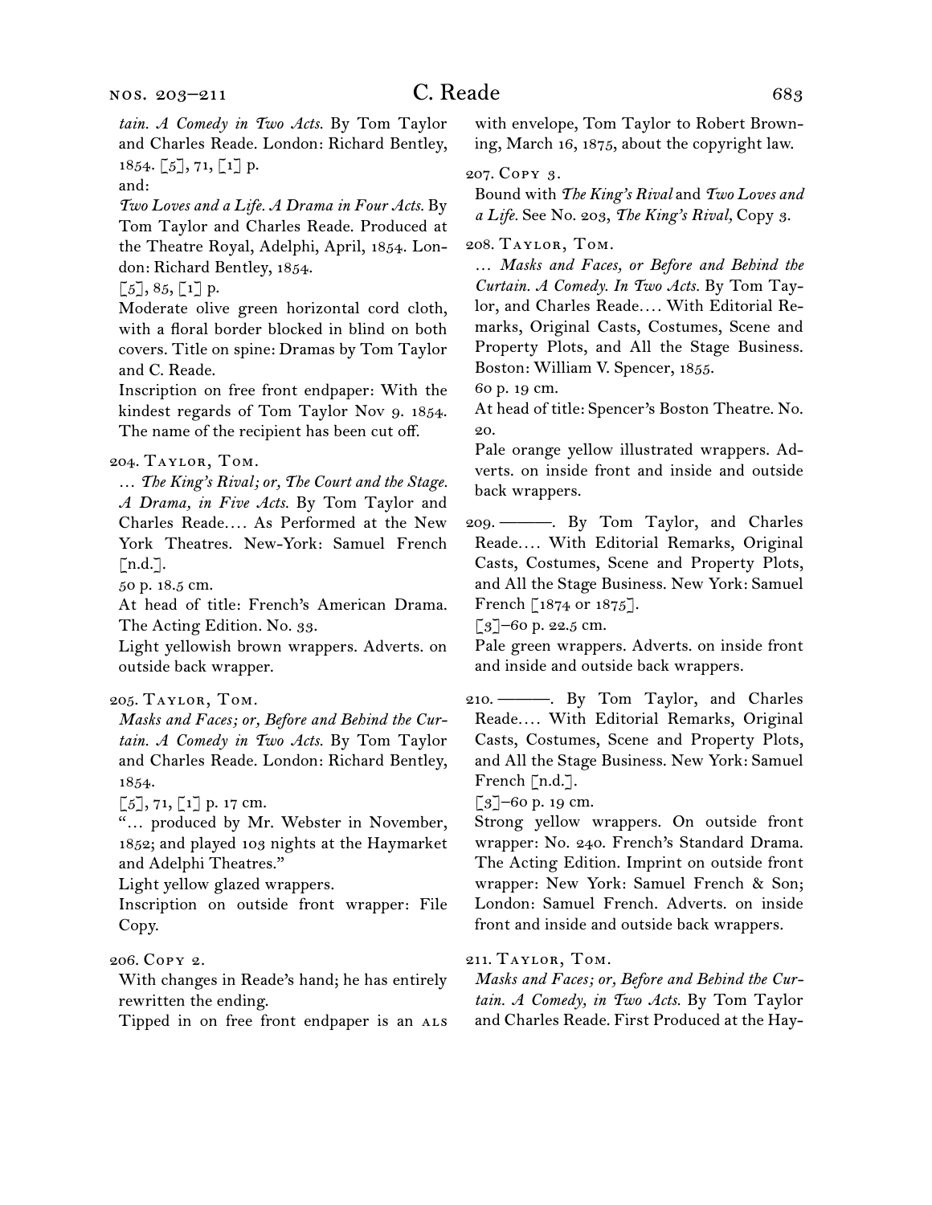*tain. A Comedy in Two Acts.* By Tom Taylor and Charles Reade. London: Richard Bentley, 1854. [5], 71, [1] p.

and:

*Two Loves and a Life. A Drama in Four Acts.* By Tom Taylor and Charles Reade. Produced at the Theatre Royal, Adelphi, April, 1854. London: Richard Bentley, 1854.

[5], 85, [1] p.

Moderate olive green horizontal cord cloth, with a floral border blocked in blind on both covers. Title on spine: Dramas by Tom Taylor and C. Reade.

Inscription on free front endpaper: With the kindest regards of Tom Taylor Nov 9. 1854. The name of the recipient has been cut off.

204. Taylor, Tom.

… *The King's Rival; or, The Court and the Stage. A Drama, in Five Acts.* By Tom Taylor and Charles Reade.… As Performed at the New York Theatres. New-York: Samuel French [n.d.].

50 p. 18.5 cm.

At head of title: French's American Drama. The Acting Edition. No. 33.

Light yellowish brown wrappers. Adverts. on outside back wrapper.

205. Taylor, Tom.

*Masks and Faces; or, Before and Behind the Curtain. A Comedy in Two Acts.* By Tom Taylor and Charles Reade. London: Richard Bentley, 1854.

[5], 71, [1] p. 17 cm.

"… produced by Mr. Webster in November, 1852; and played 103 nights at the Haymarket and Adelphi Theatres."

Light yellow glazed wrappers.

Inscription on outside front wrapper: File Copy.

206. Copy 2.

With changes in Reade's hand; he has entirely rewritten the ending.

Tipped in on free front endpaper is an ALS with envelope, Tom Taylor to Robert Browning, March 16, 1875, about the copyright law.

207. Copy 3.

Bound with *The King's Rival* and *Two Loves and a Life.* See No. 203, *The King's Rival,* Copy 3.

208. Taylor, Tom.

… *Masks and Faces, or Before and Behind the Curtain. A Comedy. In Two Acts.* By Tom Taylor, and Charles Reade.… With Editorial Remarks, Original Casts, Costumes, Scene and Property Plots, and All the Stage Business. Boston: William V. Spencer, 1855.

60 p. 19 cm.

At head of title: Spencer's Boston Theatre. No. 20.

Pale orange yellow illustrated wrappers. Adverts. on inside front and inside and outside back wrappers.

209. ———. By Tom Taylor, and Charles Reade.… With Editorial Remarks, Original Casts, Costumes, Scene and Property Plots, and All the Stage Business. New York: Samuel French [1874 or 1875].

[3]–60 p. 22.5 cm.

Pale green wrappers. Adverts. on inside front and inside and outside back wrappers.

210. ———. By Tom Taylor, and Charles Reade.… With Editorial Remarks, Original Casts, Costumes, Scene and Property Plots, and All the Stage Business. New York: Samuel French [n.d.].

[3]–60 p. 19 cm.

Strong yellow wrappers. On outside front wrapper: No. 240. French's Standard Drama. The Acting Edition. Imprint on outside front wrapper: New York: Samuel French & Son; London: Samuel French. Adverts. on inside front and inside and outside back wrappers.

211. Taylor, Tom.

*Masks and Faces; or, Before and Behind the Curtain. A Comedy, in Two Acts.* By Tom Taylor and Charles Reade. First Produced at the Hay-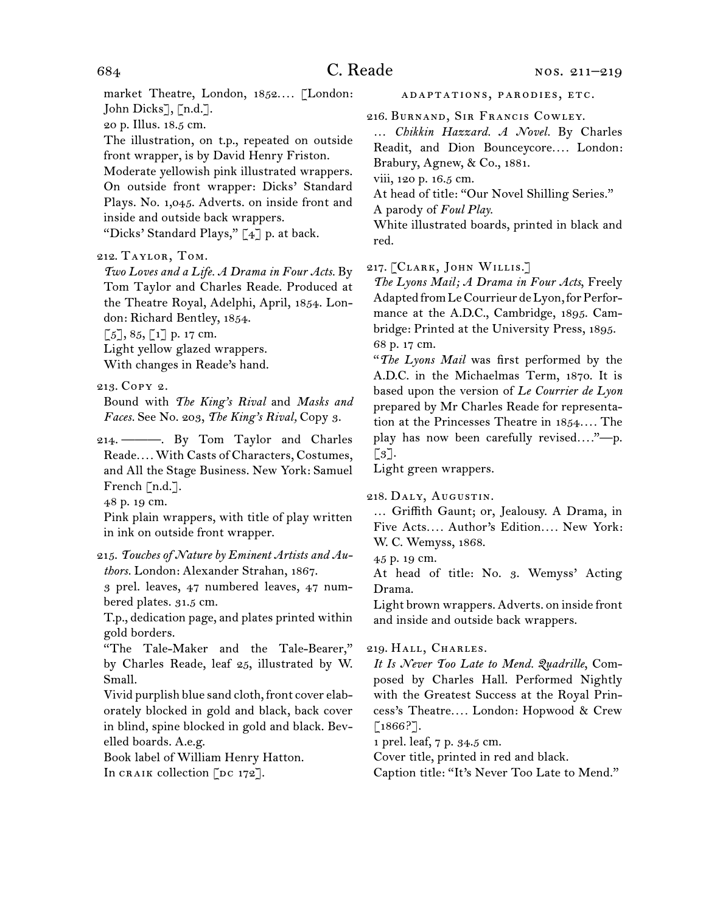market Theatre, London, 1852.... [London: John Dicks], [n.d.].

20 p. Illus. 18.5 cm.

The illustration, on t.p., repeated on outside front wrapper, is by David Henry Friston.

Moderate yellowish pink illustrated wrappers. On outside front wrapper: Dicks' Standard Plays. No. 1,045. Adverts. on inside front and inside and outside back wrappers.

"Dicks' Standard Plays," [4] p. at back.

212. Taylor, Tom.

*Two Loves and a Life. A Drama in Four Acts.* By Tom Taylor and Charles Reade. Produced at the Theatre Royal, Adelphi, April, 1854. London: Richard Bentley, 1854.

[5], 85, [1] p. 17 cm.

Light yellow glazed wrappers.

With changes in Reade's hand.

213. Copy 2.

Bound with *The King's Rival* and *Masks and Faces.* See No. 203, *The King's Rival,* Copy 3.

214. ———. By Tom Taylor and Charles Reade.... With Casts of Characters, Costumes, and All the Stage Business. New York: Samuel French [n.d.].

48 p. 19 cm.

Pink plain wrappers, with title of play written in ink on outside front wrapper.

215. *Touches of Nature by Eminent Artists and Authors.* London: Alexander Strahan, 1867.

3 prel. leaves, 47 numbered leaves, 47 numbered plates. 31.5 cm.

T.p., dedication page, and plates printed within gold borders.

"The Tale-Maker and the Tale-Bearer," by Charles Reade, leaf 25, illustrated by W. Small.

Vivid purplish blue sand cloth, front cover elaborately blocked in gold and black, back cover in blind, spine blocked in gold and black. Bevelled boards. A.e.g.

Book label of William Henry Hatton.

In craik collection [dc 172].

## adaptations, parodies, etc.

216. Burnand, Sir Francis Cowley.

... *Chikkin Hazzard. A Novel.* By Charles Readit, and Dion Bounceycore.... London: Brabury, Agnew, & Co., 1881.

viii, 120 p. 16.5 cm.

At head of title: "Our Novel Shilling Series."

A parody of *Foul Play.*

White illustrated boards, printed in black and red.

217. [Clark, John Willis.]

*The Lyons Mail; A Drama in Four Acts,* Freely Adapted from Le Courrieur de Lyon, for Performance at the A.D.C., Cambridge, 1895. Cambridge: Printed at the University Press, 1895.

68 p. 17 cm.

"*The Lyons Mail* was first performed by the A.D.C. in the Michaelmas Term, 1870. It is based upon the version of *Le Courrier de Lyon* prepared by Mr Charles Reade for representation at the Princesses Theatre in 1854.... The play has now been carefully revised...."—p. [3].

Light green wrappers.

218. Daly, Augustin.

... Griffith Gaunt; or, Jealousy. A Drama, in Five Acts.... Author's Edition.... New York: W. C. Wemyss, 1868.

45 p. 19 cm.

At head of title: No. 3. Wemyss' Acting Drama.

Light brown wrappers. Adverts. on inside front and inside and outside back wrappers.

219. Hall, Charles.

*It Is Never Too Late to Mend. Quadrille,* Composed by Charles Hall. Performed Nightly with the Greatest Success at the Royal Princess's Theatre.... London: Hopwood & Crew [1866?].

1 prel. leaf, 7 p. 34.5 cm.

Cover title, printed in red and black.

Caption title: "It's Never Too Late to Mend."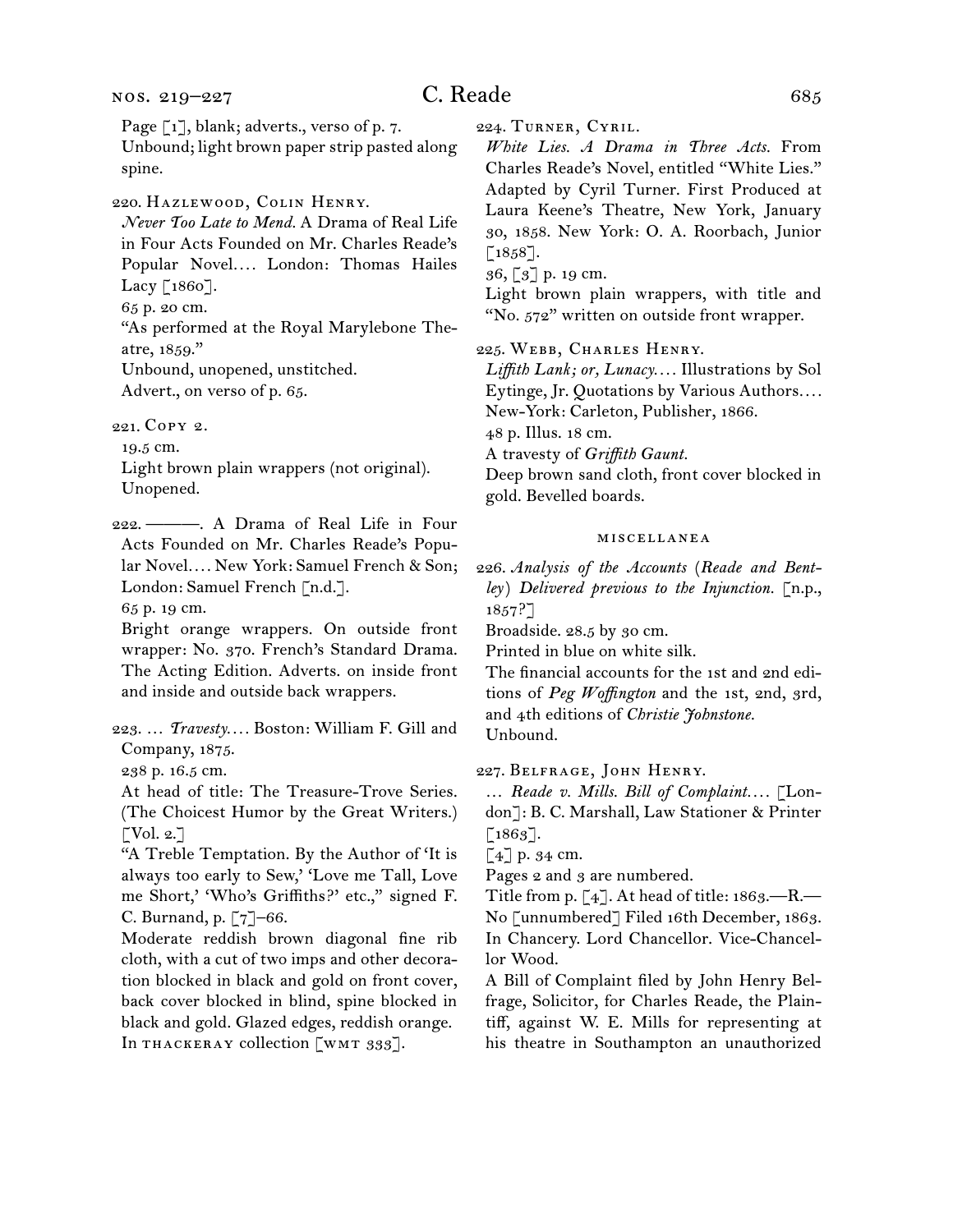Page [1], blank; adverts., verso of p. 7.
Unbound; light brown paper strip pasted along spine.

220. Hazlewood, Colin Henry.
*Never Too Late to Mend.* A Drama of Real Life in Four Acts Founded on Mr. Charles Reade's Popular Novel.… London: Thomas Hailes Lacy [1860].
65 p. 20 cm.
"As performed at the Royal Marylebone Theatre, 1859."
Unbound, unopened, unstitched.
Advert., on verso of p. 65.

221. Copy 2.
19.5 cm.
Light brown plain wrappers (not original).
Unopened.

222. ———. A Drama of Real Life in Four Acts Founded on Mr. Charles Reade's Popular Novel.… New York: Samuel French & Son; London: Samuel French [n.d.].
65 p. 19 cm.
Bright orange wrappers. On outside front wrapper: No. 370. French's Standard Drama. The Acting Edition. Adverts. on inside front and inside and outside back wrappers.

223. … *Travesty.*… Boston: William F. Gill and Company, 1875.
238 p. 16.5 cm.
At head of title: The Treasure-Trove Series. (The Choicest Humor by the Great Writers.) [Vol. 2.]
"A Treble Temptation. By the Author of 'It is always too early to Sew,' 'Love me Tall, Love me Short,' 'Who's Griffiths?' etc.," signed F. C. Burnand, p. [7]–66.
Moderate reddish brown diagonal fine rib cloth, with a cut of two imps and other decoration blocked in black and gold on front cover, back cover blocked in blind, spine blocked in black and gold. Glazed edges, reddish orange.
In thackeray collection [wmt 333].

224. Turner, Cyril.
*White Lies. A Drama in Three Acts.* From Charles Reade's Novel, entitled "White Lies." Adapted by Cyril Turner. First Produced at Laura Keene's Theatre, New York, January 30, 1858. New York: O. A. Roorbach, Junior [1858].
36, [3] p. 19 cm.
Light brown plain wrappers, with title and "No. 572" written on outside front wrapper.

225. Webb, Charles Henry.
*Liffith Lank; or, Lunacy.*… Illustrations by Sol Eytinge, Jr. Quotations by Various Authors.… New-York: Carleton, Publisher, 1866.
48 p. Illus. 18 cm.
A travesty of *Griffith Gaunt.*
Deep brown sand cloth, front cover blocked in gold. Bevelled boards.

## miscellanea

226. *Analysis of the Accounts (Reade and Bentley) Delivered previous to the Injunction.* [n.p., 1857?]
Broadside. 28.5 by 30 cm.
Printed in blue on white silk.
The financial accounts for the 1st and 2nd editions of *Peg Woffington* and the 1st, 2nd, 3rd, and 4th editions of *Christie Johnstone.*
Unbound.

227. Belfrage, John Henry.
… *Reade v. Mills. Bill of Complaint.*… [London]: B. C. Marshall, Law Stationer & Printer [1863].
[4] p. 34 cm.
Pages 2 and 3 are numbered.
Title from p. [4]. At head of title: 1863.—R.—No [unnumbered] Filed 16th December, 1863. In Chancery. Lord Chancellor. Vice-Chancellor Wood.
A Bill of Complaint filed by John Henry Belfrage, Solicitor, for Charles Reade, the Plaintiff, against W. E. Mills for representing at his theatre in Southampton an unauthorized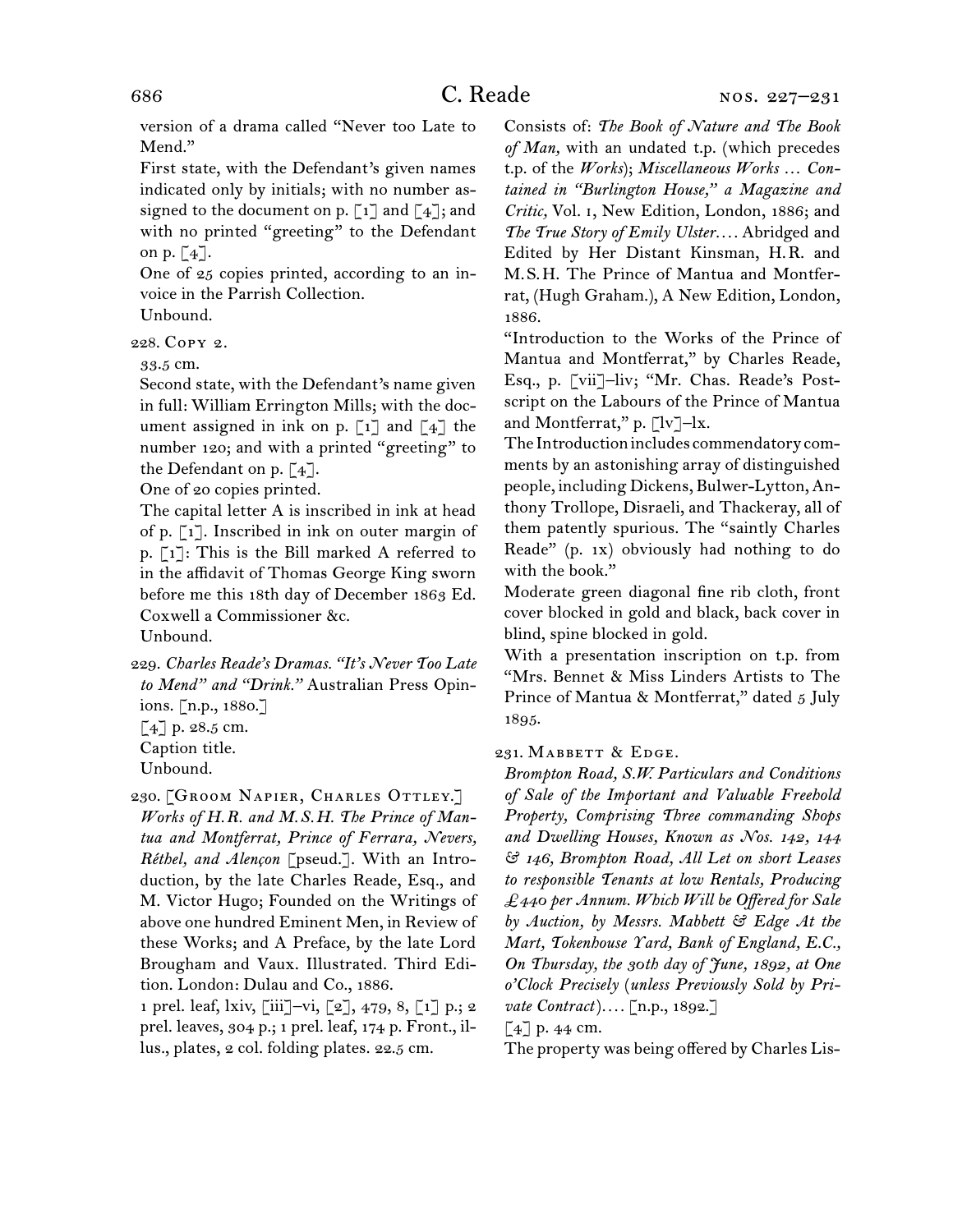version of a drama called "Never too Late to Mend."

First state, with the Defendant's given names indicated only by initials; with no number assigned to the document on p. [1] and [4]; and with no printed "greeting" to the Defendant on p. [4].

One of 25 copies printed, according to an invoice in the Parrish Collection.

Unbound.

228. Copy 2.

33.5 cm.

Second state, with the Defendant's name given in full: William Errington Mills; with the document assigned in ink on p. [1] and [4] the number 120; and with a printed "greeting" to the Defendant on p. [4].

One of 20 copies printed.

The capital letter A is inscribed in ink at head of p. [1]. Inscribed in ink on outer margin of p. [1]: This is the Bill marked A referred to in the affidavit of Thomas George King sworn before me this 18th day of December 1863 Ed. Coxwell a Commissioner &c.

Unbound.

229. *Charles Reade's Dramas. "It's Never Too Late to Mend" and "Drink."* Australian Press Opinions. [n.p., 1880.]

[4] p. 28.5 cm.

Caption title.

Unbound.

230. [Groom Napier, Charles Ottley.] *Works of H.R. and M.S.H. The Prince of Mantua and Montferrat, Prince of Ferrara, Nevers, Réthel, and Alençon* [pseud.]. With an Introduction, by the late Charles Reade, Esq., and M. Victor Hugo; Founded on the Writings of above one hundred Eminent Men, in Review of these Works; and A Preface, by the late Lord Brougham and Vaux. Illustrated. Third Edition. London: Dulau and Co., 1886.

1 prel. leaf, lxiv, [iii]–vi, [2], 479, 8, [1] p.; 2 prel. leaves, 304 p.; 1 prel. leaf, 174 p. Front., illus., plates, 2 col. folding plates. 22.5 cm.

Consists of: *The Book of Nature and The Book of Man,* with an undated t.p. (which precedes t.p. of the *Works*); *Miscellaneous Works … Contained in "Burlington House," a Magazine and Critic,* Vol. 1, New Edition, London, 1886; and *The True Story of Emily Ulster*…. Abridged and Edited by Her Distant Kinsman, H.R. and M.S.H. The Prince of Mantua and Montferrat, (Hugh Graham.), A New Edition, London, 1886.

"Introduction to the Works of the Prince of Mantua and Montferrat," by Charles Reade, Esq., p. [vii]–liv; "Mr. Chas. Reade's Postscript on the Labours of the Prince of Mantua and Montferrat," p. [lv]–lx.

The Introduction includes commendatory comments by an astonishing array of distinguished people, including Dickens, Bulwer-Lytton, Anthony Trollope, Disraeli, and Thackeray, all of them patently spurious. The "saintly Charles Reade" (p. ix) obviously had nothing to do with the book."

Moderate green diagonal fine rib cloth, front cover blocked in gold and black, back cover in blind, spine blocked in gold.

With a presentation inscription on t.p. from "Mrs. Bennet & Miss Linders Artists to The Prince of Mantua & Montferrat," dated 5 July 1895.

231. Mabbett & Edge.

*Brompton Road, S.W. Particulars and Conditions of Sale of the Important and Valuable Freehold Property, Comprising Three commanding Shops and Dwelling Houses, Known as Nos. 142, 144 & 146, Brompton Road, All Let on short Leases to responsible Tenants at low Rentals, Producing £440 per Annum. Which Will be Offered for Sale by Auction, by Messrs. Mabbett & Edge At the Mart, Tokenhouse Yard, Bank of England, E.C., On Thursday, the 30th day of June, 1892, at One o'Clock Precisely (unless Previously Sold by Private Contract)*…. [n.p., 1892.]

[4] p. 44 cm.

The property was being offered by Charles Lis-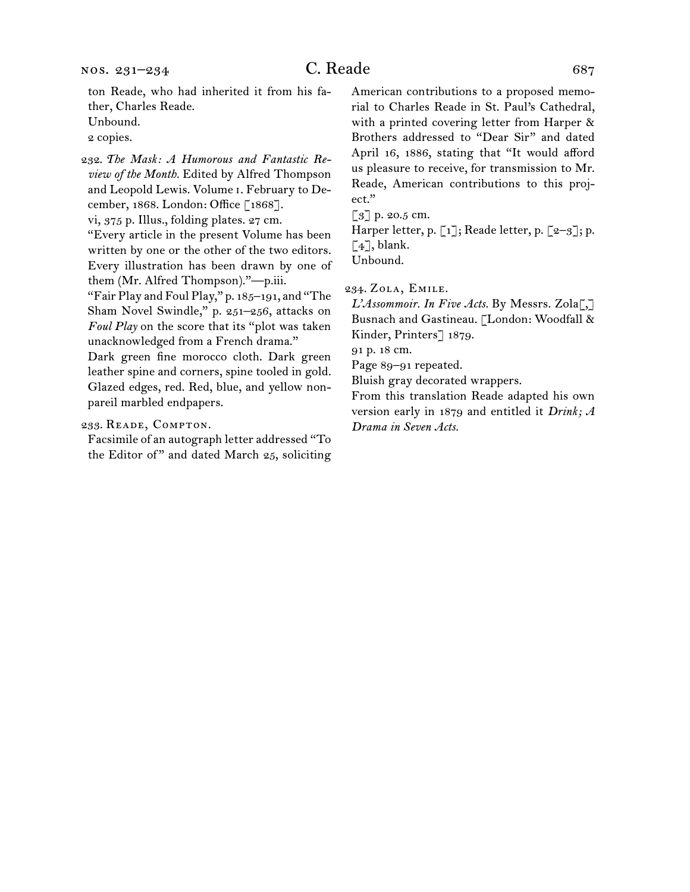ton Reade, who had inherited it from his father, Charles Reade.
Unbound.
2 copies.

232. *The Mask: A Humorous and Fantastic Review of the Month.* Edited by Alfred Thompson and Leopold Lewis. Volume 1. February to December, 1868. London: Office [1868].
vi, 375 p. Illus., folding plates. 27 cm.
"Every article in the present Volume has been written by one or the other of the two editors. Every illustration has been drawn by one of them (Mr. Alfred Thompson)."—p.iii.
"Fair Play and Foul Play," p. 185–191, and "The Sham Novel Swindle," p. 251–256, attacks on *Foul Play* on the score that its "plot was taken unacknowledged from a French drama."
Dark green fine morocco cloth. Dark green leather spine and corners, spine tooled in gold. Glazed edges, red. Red, blue, and yellow nonpareil marbled endpapers.

233. Reade, Compton.
Facsimile of an autograph letter addressed "To the Editor of" and dated March 25, soliciting American contributions to a proposed memorial to Charles Reade in St. Paul's Cathedral, with a printed covering letter from Harper & Brothers addressed to "Dear Sir" and dated April 16, 1886, stating that "It would afford us pleasure to receive, for transmission to Mr. Reade, American contributions to this project."
[3] p. 20.5 cm.
Harper letter, p. [1]; Reade letter, p. [2–3]; p. [4], blank.
Unbound.

234. Zola, Emile.
*L'Assommoir. In Five Acts.* By Messrs. Zola[,] Busnach and Gastineau. [London: Woodfall & Kinder, Printers] 1879.
91 p. 18 cm.
Page 89–91 repeated.
Bluish gray decorated wrappers.
From this translation Reade adapted his own version early in 1879 and entitled it *Drink; A Drama in Seven Acts.*